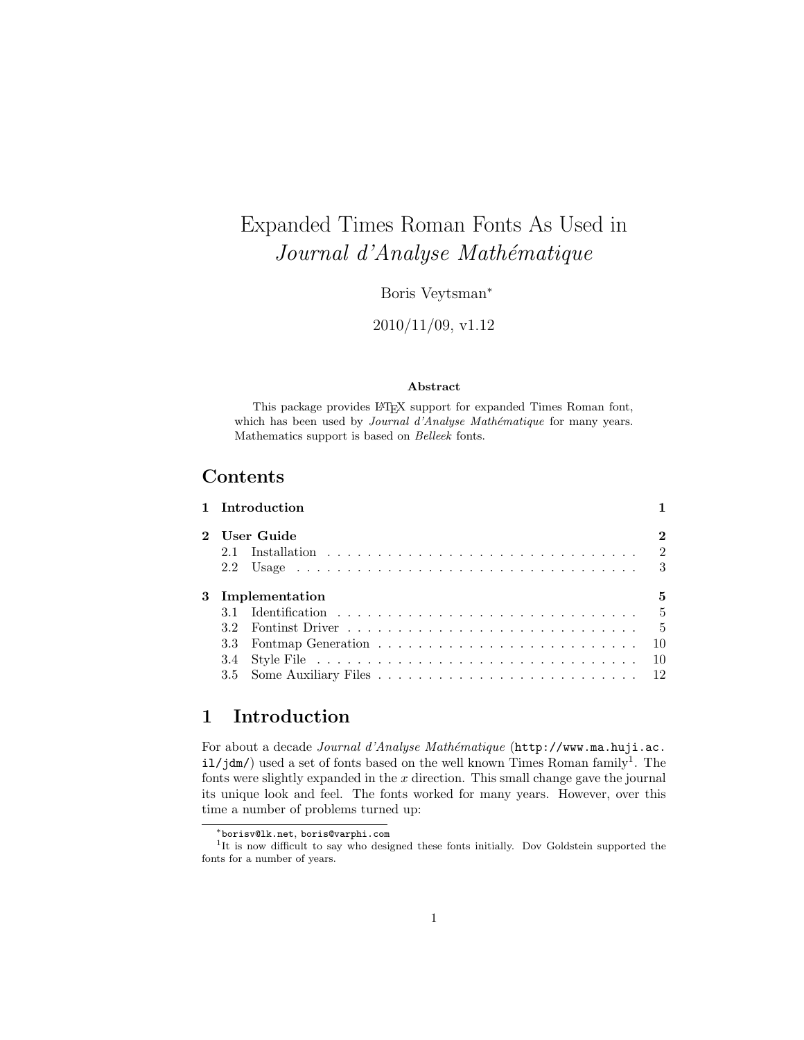# Expanded Times Roman Fonts As Used in *Journal d'Analyse Mathématique*

Boris Veytsman[*]

2010/11/09, v1.12

**Abstract**

This package provides LaTeX support for expanded Times Roman font, which has been used by *Journal d'Analyse Mathématique* for many years. Mathematics support is based on *Belleek* fonts.

## Contents

1 Introduction — 1

2 User Guide — 2
- 2.1 Installation — 2
- 2.2 Usage — 3

3 Implementation — 5
- 3.1 Identification — 5
- 3.2 Fontinst Driver — 5
- 3.3 Fontmap Generation — 10
- 3.4 Style File — 10
- 3.5 Some Auxiliary Files — 12

## 1 Introduction

For about a decade *Journal d'Analyse Mathématique* (`http://www.ma.huji.ac.il/jdm/`) used a set of fonts based on the well known Times Roman family[1]. The fonts were slightly expanded in the $x$ direction. This small change gave the journal its unique look and feel. The fonts worked for many years. However, over this time a number of problems turned up:

---

[*] `borisv@lk.net`, `boris@varphi.com`

[1] It is now difficult to say who designed these fonts initially. Dov Goldstein supported the fonts for a number of years.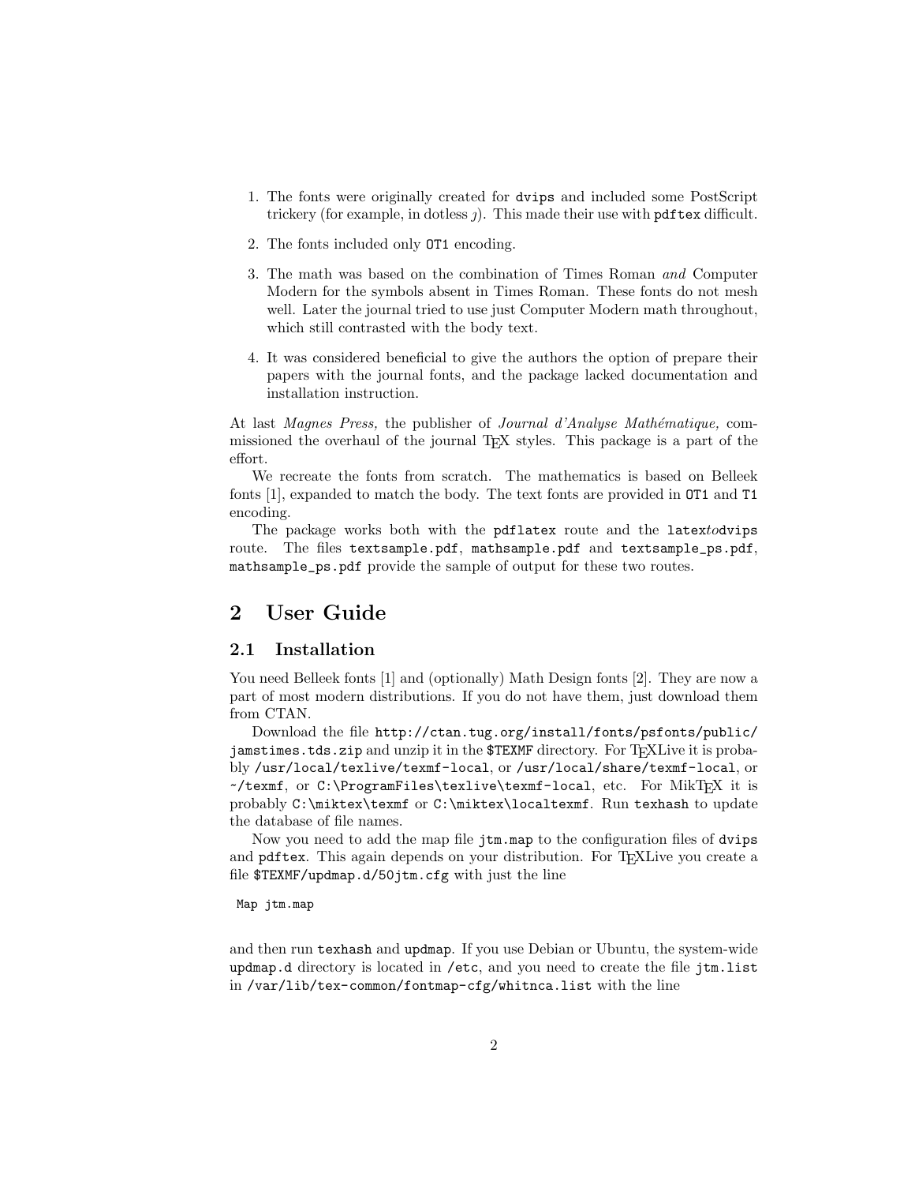1. The fonts were originally created for `dvips` and included some PostScript trickery (for example, in dotless $\jmath$). This made their use with `pdftex` difficult.

2. The fonts included only `OT1` encoding.

3. The math was based on the combination of Times Roman *and* Computer Modern for the symbols absent in Times Roman. These fonts do not mesh well. Later the journal tried to use just Computer Modern math throughout, which still contrasted with the body text.

4. It was considered beneficial to give the authors the option of prepare their papers with the journal fonts, and the package lacked documentation and installation instruction.

At last *Magnes Press,* the publisher of *Journal d'Analyse Mathématique,* commissioned the overhaul of the journal TEX styles. This package is a part of the effort.

We recreate the fonts from scratch. The mathematics is based on Belleek fonts [1], expanded to match the body. The text fonts are provided in `OT1` and `T1` encoding.

The package works both with the `pdflatex` route and the `latex`*to*`dvips` route. The files `textsample.pdf`, `mathsample.pdf` and `textsample_ps.pdf`, `mathsample_ps.pdf` provide the sample of output for these two routes.

## 2 User Guide

### 2.1 Installation

You need Belleek fonts [1] and (optionally) Math Design fonts [2]. They are now a part of most modern distributions. If you do not have them, just download them from CTAN.

Download the file `http://ctan.tug.org/install/fonts/psfonts/public/jamstimes.tds.zip` and unzip it in the `$TEXMF` directory. For TEXLive it is probably `/usr/local/texlive/texmf-local`, or `/usr/local/share/texmf-local`, or `~/texmf`, or `C:\ProgramFiles\texlive\texmf-local`, etc. For MikTEX it is probably `C:\miktex\texmf` or `C:\miktex\localtexmf`. Run `texhash` to update the database of file names.

Now you need to add the map file `jtm.map` to the configuration files of `dvips` and `pdftex`. This again depends on your distribution. For TEXLive you create a file `$TEXMF/updmap.d/50jtm.cfg` with just the line

```
Map jtm.map
```

and then run `texhash` and `updmap`. If you use Debian or Ubuntu, the system-wide `updmap.d` directory is located in `/etc`, and you need to create the file `jtm.list` in `/var/lib/tex-common/fontmap-cfg/whitnca.list` with the line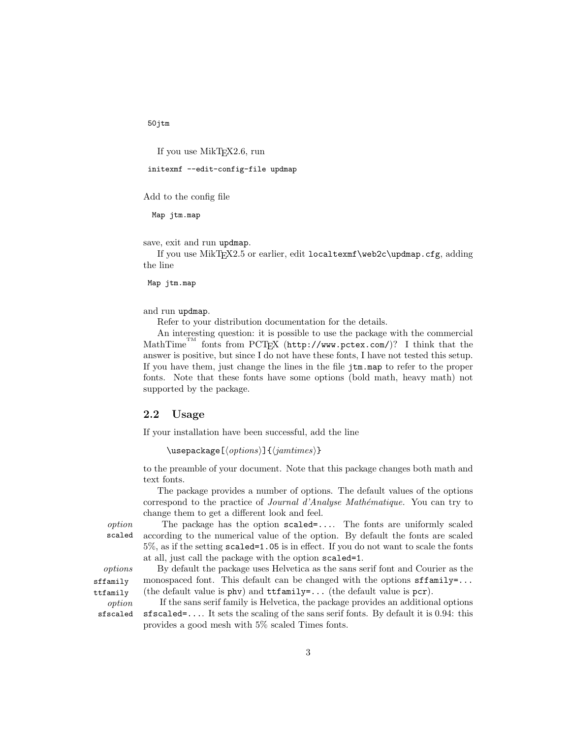```
50jtm
```

If you use MikTEX2.6, run

```
initexmf --edit-config-file updmap
```

Add to the config file

```
  Map jtm.map
```

save, exit and run `updmap`.

If you use MikTEX2.5 or earlier, edit `localtexmf\web2c\updmap.cfg`, adding the line

```
 Map jtm.map
```

and run `updmap`.

Refer to your distribution documentation for the details.

An interesting question: it is possible to use the package with the commercial MathTime™ fonts from PCTEX (`http://www.pctex.com/`)? I think that the answer is positive, but since I do not have these fonts, I have not tested this setup. If you have them, just change the lines in the file `jtm.map` to refer to the proper fonts. Note that these fonts have some options (bold math, heavy math) not supported by the package.

## 2.2 Usage

If your installation have been successful, add the line

`\usepackage[`⟨*options*⟩`]{`⟨*jamtimes*⟩`}`

to the preamble of your document. Note that this package changes both math and text fonts.

The package provides a number of options. The default values of the options correspond to the practice of *Journal d'Analyse Mathématique.* You can try to change them to get a different look and feel.

*option* `scaled`

The package has the option `scaled=...`. The fonts are uniformly scaled according to the numerical value of the option. By default the fonts are scaled 5%, as if the setting `scaled=1.05` is in effect. If you do not want to scale the fonts at all, just call the package with the option `scaled=1`.

*options* `sffamily` `ttfamily`

By default the package uses Helvetica as the sans serif font and Courier as the monospaced font. This default can be changed with the options `sffamily=...` (the default value is `phv`) and `ttfamily=...` (the default value is `pcr`).

*option* `sfscaled`

If the sans serif family is Helvetica, the package provides an additional options `sfscaled=...`. It sets the scaling of the sans serif fonts. By default it is 0.94: this provides a good mesh with 5% scaled Times fonts.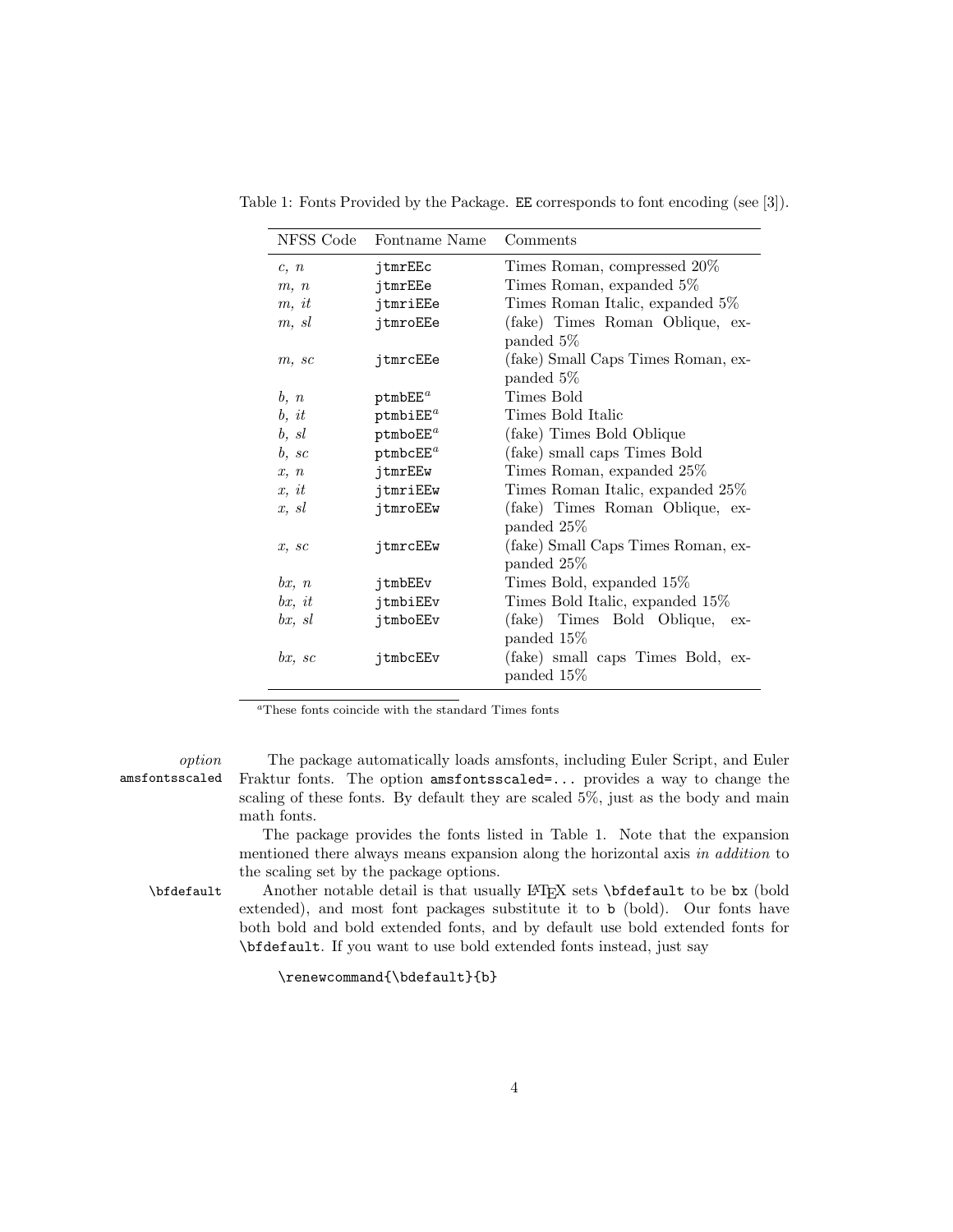Table 1: Fonts Provided by the Package. `EE` corresponds to font encoding (see [3]).

| NFSS Code | Fontname Name | Comments |
|---|---|---|
| *c, n* | `jtmrEEc` | Times Roman, compressed 20% |
| *m, n* | `jtmrEEe` | Times Roman, expanded 5% |
| *m, it* | `jtmriEEe` | Times Roman Italic, expanded 5% |
| *m, sl* | `jtmroEEe` | (fake) Times Roman Oblique, expanded 5% |
| *m, sc* | `jtmrcEEe` | (fake) Small Caps Times Roman, expanded 5% |
| *b, n* | `ptmbEE`[a] | Times Bold |
| *b, it* | `ptmbiEE`[a] | Times Bold Italic |
| *b, sl* | `ptmboEE`[a] | (fake) Times Bold Oblique |
| *b, sc* | `ptmbcEE`[a] | (fake) small caps Times Bold |
| *x, n* | `jtmrEEw` | Times Roman, expanded 25% |
| *x, it* | `jtmriEEw` | Times Roman Italic, expanded 25% |
| *x, sl* | `jtmroEEw` | (fake) Times Roman Oblique, expanded 25% |
| *x, sc* | `jtmrcEEw` | (fake) Small Caps Times Roman, expanded 25% |
| *bx, n* | `jtmbEEv` | Times Bold, expanded 15% |
| *bx, it* | `jtmbiEEv` | Times Bold Italic, expanded 15% |
| *bx, sl* | `jtmboEEv` | (fake) Times Bold Oblique, expanded 15% |
| *bx, sc* | `jtmbcEEv` | (fake) small caps Times Bold, expanded 15% |

[a]These fonts coincide with the standard Times fonts

*option* `amsfontsscaled`

The package automatically loads amsfonts, including Euler Script, and Euler Fraktur fonts. The option `amsfontsscaled=...` provides a way to change the scaling of these fonts. By default they are scaled 5%, just as the body and main math fonts.

The package provides the fonts listed in Table 1. Note that the expansion mentioned there always means expansion along the horizontal axis *in addition* to the scaling set by the package options.

`\bfdefault`

Another notable detail is that usually LaTeX sets `\bfdefault` to be `bx` (bold extended), and most font packages substitute it to `b` (bold). Our fonts have both bold and bold extended fonts, and by default use bold extended fonts for `\bfdefault`. If you want to use bold extended fonts instead, just say

```
\renewcommand{\bdefault}{b}
```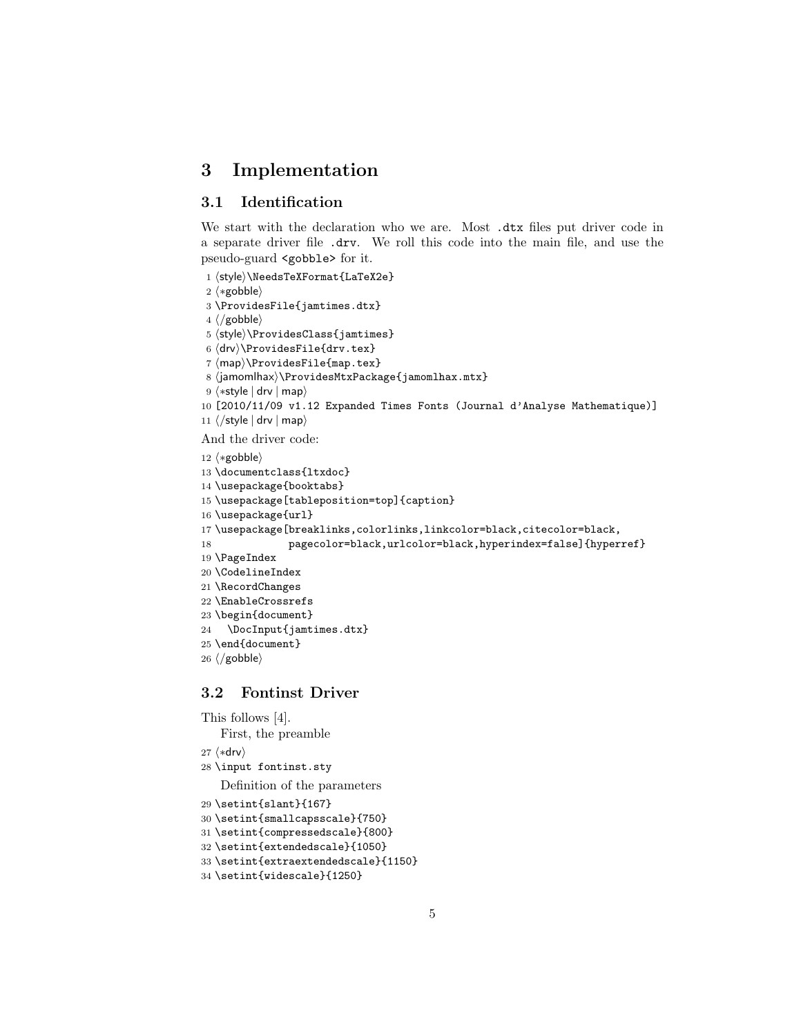## 3 Implementation

### 3.1 Identification

We start with the declaration who we are. Most `.dtx` files put driver code in a separate driver file `.drv`. We roll this code into the main file, and use the pseudo-guard `<gobble>` for it.

```
1 ⟨style⟩\NeedsTeXFormat{LaTeX2e}
2 ⟨*gobble⟩
3 \ProvidesFile{jamtimes.dtx}
4 ⟨/gobble⟩
5 ⟨style⟩\ProvidesClass{jamtimes}
6 ⟨drv⟩\ProvidesFile{drv.tex}
7 ⟨map⟩\ProvidesFile{map.tex}
8 ⟨jamomlhax⟩\ProvidesMtxPackage{jamomlhax.mtx}
9 ⟨*style | drv | map⟩
10 [2010/11/09 v1.12 Expanded Times Fonts (Journal d'Analyse Mathematique)]
11 ⟨/style | drv | map⟩
```

And the driver code:

```
12 ⟨*gobble⟩
13 \documentclass{ltxdoc}
14 \usepackage{booktabs}
15 \usepackage[tableposition=top]{caption}
16 \usepackage{url}
17 \usepackage[breaklinks,colorlinks,linkcolor=black,citecolor=black,
18             pagecolor=black,urlcolor=black,hyperindex=false]{hyperref}
19 \PageIndex
20 \CodelineIndex
21 \RecordChanges
22 \EnableCrossrefs
23 \begin{document}
24   \DocInput{jamtimes.dtx}
25 \end{document}
26 ⟨/gobble⟩
```

### 3.2 Fontinst Driver

This follows [4].

First, the preamble

```
27 ⟨*drv⟩
28 \input fontinst.sty
```

Definition of the parameters

```
29 \setint{slant}{167}
30 \setint{smallcapsscale}{750}
31 \setint{compressedscale}{800}
32 \setint{extendedscale}{1050}
33 \setint{extraextendedscale}{1150}
34 \setint{widescale}{1250}
```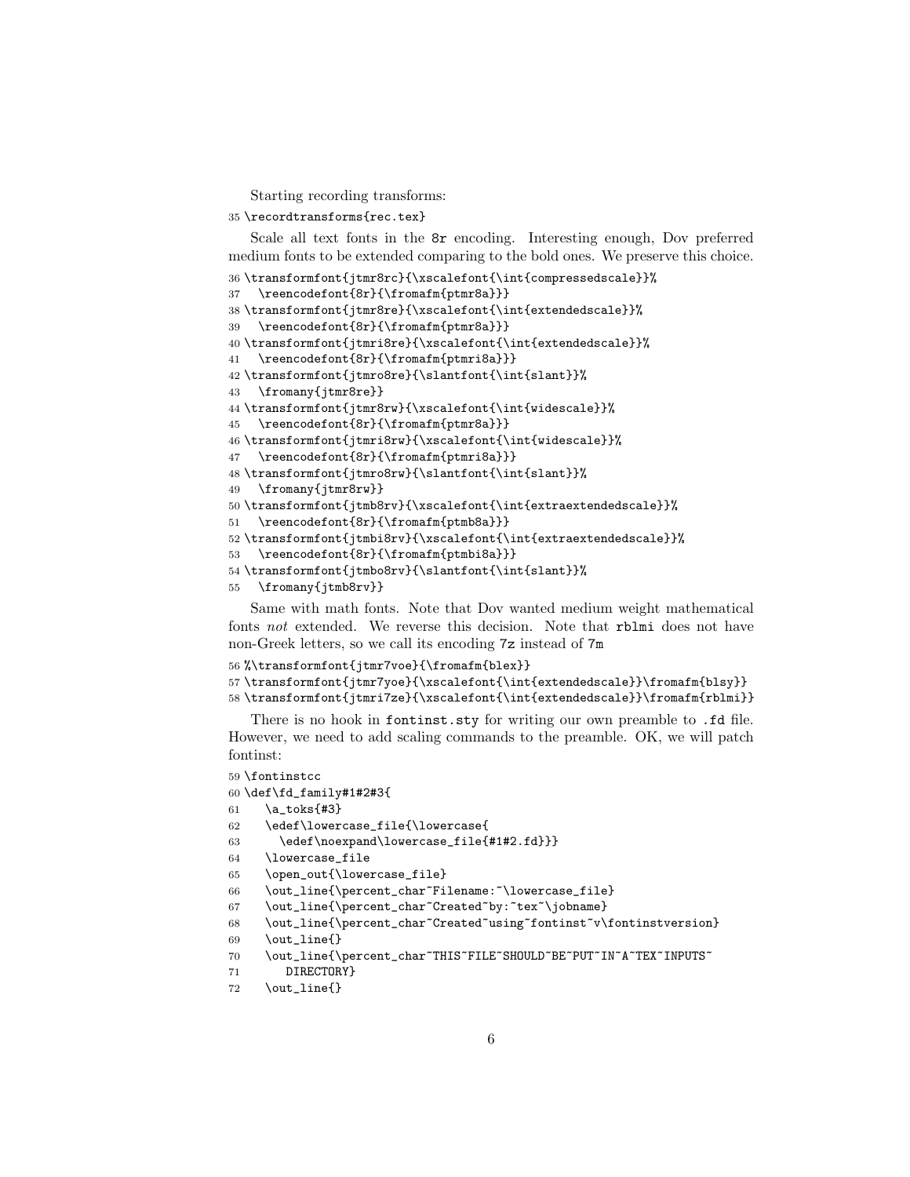Starting recording transforms:

```
35 \recordtransforms{rec.tex}
```

Scale all text fonts in the 8r encoding. Interesting enough, Dov preferred medium fonts to be extended comparing to the bold ones. We preserve this choice.

```
36 \transformfont{jtmr8rc}{\xscalefont{\int{compressedscale}}%
37   \reencodefont{8r}{\fromafm{ptmr8a}}}
38 \transformfont{jtmr8re}{\xscalefont{\int{extendedscale}}%
39   \reencodefont{8r}{\fromafm{ptmr8a}}}
40 \transformfont{jtmri8re}{\xscalefont{\int{extendedscale}}%
41   \reencodefont{8r}{\fromafm{ptmri8a}}}
42 \transformfont{jtmro8re}{\slantfont{\int{slant}}%
43   \fromany{jtmr8re}}
44 \transformfont{jtmr8rw}{\xscalefont{\int{widescale}}%
45   \reencodefont{8r}{\fromafm{ptmr8a}}}
46 \transformfont{jtmri8rw}{\xscalefont{\int{widescale}}%
47   \reencodefont{8r}{\fromafm{ptmri8a}}}
48 \transformfont{jtmro8rw}{\slantfont{\int{slant}}%
49   \fromany{jtmr8rw}}
50 \transformfont{jtmb8rv}{\xscalefont{\int{extraextendedscale}}%
51   \reencodefont{8r}{\fromafm{ptmb8a}}}
52 \transformfont{jtmbi8rv}{\xscalefont{\int{extraextendedscale}}%
53   \reencodefont{8r}{\fromafm{ptmbi8a}}}
54 \transformfont{jtmbo8rv}{\slantfont{\int{slant}}%
55   \fromany{jtmb8rv}}
```

Same with math fonts. Note that Dov wanted medium weight mathematical fonts *not* extended. We reverse this decision. Note that rblmi does not have non-Greek letters, so we call its encoding 7z instead of 7m

```
56 %\transformfont{jtmr7voe}{\fromafm{blex}}
57 \transformfont{jtmr7yoe}{\xscalefont{\int{extendedscale}}\fromafm{blsy}}
58 \transformfont{jtmri7ze}{\xscalefont{\int{extendedscale}}\fromafm{rblmi}}
```

There is no hook in fontinst.sty for writing our own preamble to .fd file. However, we need to add scaling commands to the preamble. OK, we will patch fontinst:

```
59 \fontinstcc
60 \def\fd_family#1#2#3{
61    \a_toks{#3}
62    \edef\lowercase_file{\lowercase{
63      \edef\noexpand\lowercase_file{#1#2.fd}}}
64    \lowercase_file
65    \open_out{\lowercase_file}
66    \out_line{\percent_char~Filename:~\lowercase_file}
67    \out_line{\percent_char~Created~by:~tex~\jobname}
68    \out_line{\percent_char~Created~using~fontinst~v\fontinstversion}
69    \out_line{}
70    \out_line{\percent_char~THIS~FILE~SHOULD~BE~PUT~IN~A~TEX~INPUTS~
71       DIRECTORY}
72    \out_line{}
```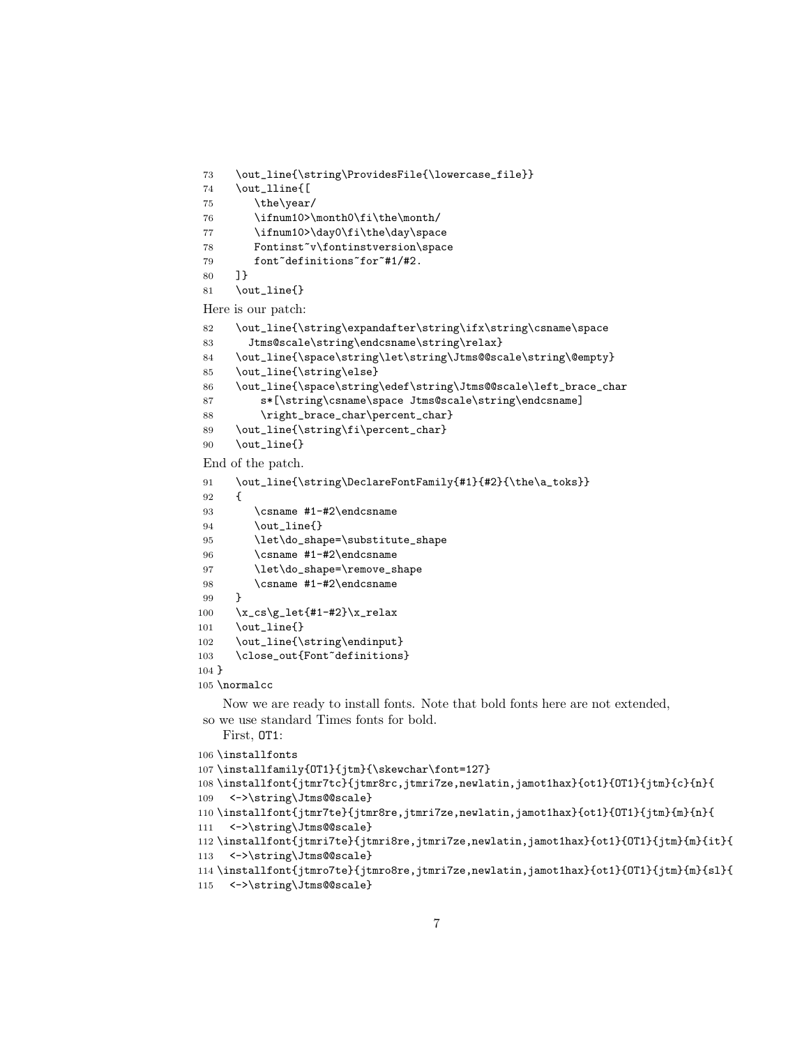```
73   \out_line{\string\ProvidesFile{\lowercase_file}}
74   \out_lline{[
75      \the\year/
76      \ifnum10>\month0\fi\the\month/
77      \ifnum10>\day0\fi\the\day\space
78      Fontinst~v\fontinstversion\space
79      font~definitions~for~#1/#2.
80   ]}
81   \out_line{}
```

Here is our patch:

```
82   \out_line{\string\expandafter\string\ifx\string\csname\space
83     Jtms@scale\string\endcsname\string\relax}
84   \out_line{\space\string\let\string\Jtms@@scale\string\@empty}
85   \out_line{\string\else}
86   \out_line{\space\string\edef\string\Jtms@@scale\left_brace_char
87       s*[\string\csname\space Jtms@scale\string\endcsname]
88       \right_brace_char\percent_char}
89   \out_line{\string\fi\percent_char}
90   \out_line{}
```

End of the patch.

```
91   \out_line{\string\DeclareFontFamily{#1}{#2}{\the\a_toks}}
92   {
93      \csname #1-#2\endcsname
94      \out_line{}
95      \let\do_shape=\substitute_shape
96      \csname #1-#2\endcsname
97      \let\do_shape=\remove_shape
98      \csname #1-#2\endcsname
99   }
100  \x_cs\g_let{#1-#2}\x_relax
101  \out_line{}
102  \out_line{\string\endinput}
103  \close_out{Font~definitions}
104 }
105 \normalcc
```

Now we are ready to install fonts. Note that bold fonts here are not extended, so we use standard Times fonts for bold.

First, OT1:

```
106 \installfonts
107 \installfamily{OT1}{jtm}{\skewchar\font=127}
108 \installfont{jtmr7tc}{jtmr8rc,jtmri7ze,newlatin,jamot1hax}{ot1}{OT1}{jtm}{c}{n}{
109   <->\string\Jtms@@scale}
110 \installfont{jtmr7te}{jtmr8re,jtmri7ze,newlatin,jamot1hax}{ot1}{OT1}{jtm}{m}{n}{
111   <->\string\Jtms@@scale}
112 \installfont{jtmri7te}{jtmri8re,jtmri7ze,newlatin,jamot1hax}{ot1}{OT1}{jtm}{m}{it}{
113   <->\string\Jtms@@scale}
114 \installfont{jtmro7te}{jtmro8re,jtmri7ze,newlatin,jamot1hax}{ot1}{OT1}{jtm}{m}{sl}{
115   <->\string\Jtms@@scale}
```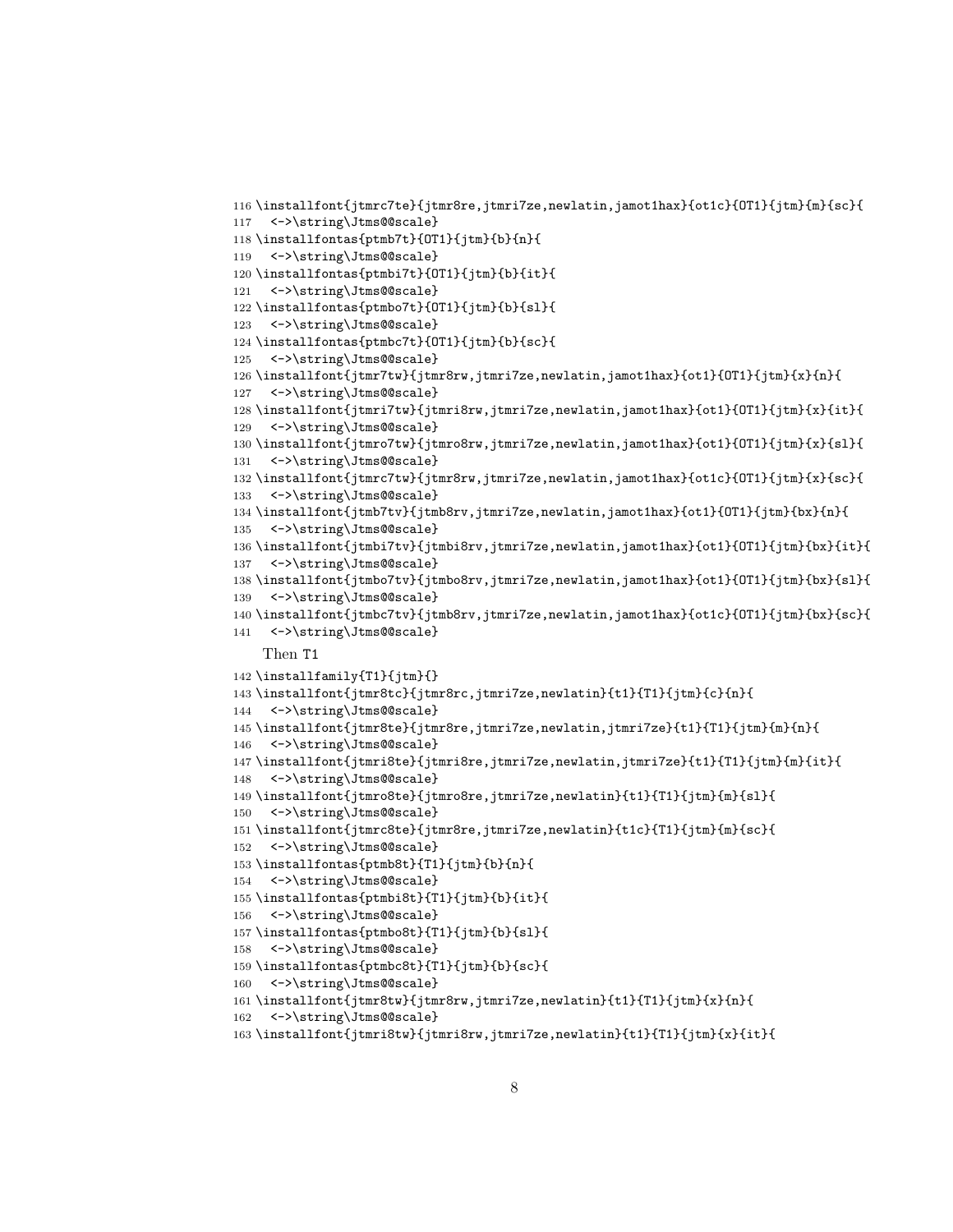```
116 \installfont{jtmrc7te}{jtmr8re,jtmri7ze,newlatin,jamot1hax}{ot1c}{OT1}{jtm}{m}{sc}{
117   <->\string\Jtms@@scale}
118 \installfontas{ptmb7t}{OT1}{jtm}{b}{n}{
119   <->\string\Jtms@@scale}
120 \installfontas{ptmbi7t}{OT1}{jtm}{b}{it}{
121   <->\string\Jtms@@scale}
122 \installfontas{ptmbo7t}{OT1}{jtm}{b}{sl}{
123   <->\string\Jtms@@scale}
124 \installfontas{ptmbc7t}{OT1}{jtm}{b}{sc}{
125   <->\string\Jtms@@scale}
126 \installfont{jtmr7tw}{jtmr8rw,jtmri7ze,newlatin,jamot1hax}{ot1}{OT1}{jtm}{x}{n}{
127   <->\string\Jtms@@scale}
128 \installfont{jtmri7tw}{jtmri8rw,jtmri7ze,newlatin,jamot1hax}{ot1}{OT1}{jtm}{x}{it}{
129   <->\string\Jtms@@scale}
130 \installfont{jtmro7tw}{jtmro8rw,jtmri7ze,newlatin,jamot1hax}{ot1}{OT1}{jtm}{x}{sl}{
131   <->\string\Jtms@@scale}
132 \installfont{jtmrc7tw}{jtmr8rw,jtmri7ze,newlatin,jamot1hax}{ot1c}{OT1}{jtm}{x}{sc}{
133   <->\string\Jtms@@scale}
134 \installfont{jtmb7tv}{jtmb8rv,jtmri7ze,newlatin,jamot1hax}{ot1}{OT1}{jtm}{bx}{n}{
135   <->\string\Jtms@@scale}
136 \installfont{jtmbi7tv}{jtmbi8rv,jtmri7ze,newlatin,jamot1hax}{ot1}{OT1}{jtm}{bx}{it}{
137   <->\string\Jtms@@scale}
138 \installfont{jtmbo7tv}{jtmbo8rv,jtmri7ze,newlatin,jamot1hax}{ot1}{OT1}{jtm}{bx}{sl}{
139   <->\string\Jtms@@scale}
140 \installfont{jtmbc7tv}{jtmb8rv,jtmri7ze,newlatin,jamot1hax}{ot1c}{OT1}{jtm}{bx}{sc}{
141   <->\string\Jtms@@scale}
```

Then T1

```
142 \installfamily{T1}{jtm}{}
143 \installfont{jtmr8tc}{jtmr8rc,jtmri7ze,newlatin}{t1}{T1}{jtm}{c}{n}{
144   <->\string\Jtms@@scale}
145 \installfont{jtmr8te}{jtmr8re,jtmri7ze,newlatin,jtmri7ze}{t1}{T1}{jtm}{m}{n}{
146   <->\string\Jtms@@scale}
147 \installfont{jtmri8te}{jtmri8re,jtmri7ze,newlatin,jtmri7ze}{t1}{T1}{jtm}{m}{it}{
148   <->\string\Jtms@@scale}
149 \installfont{jtmro8te}{jtmro8re,jtmri7ze,newlatin}{t1}{T1}{jtm}{m}{sl}{
150   <->\string\Jtms@@scale}
151 \installfont{jtmrc8te}{jtmr8re,jtmri7ze,newlatin}{t1c}{T1}{jtm}{m}{sc}{
152   <->\string\Jtms@@scale}
153 \installfontas{ptmb8t}{T1}{jtm}{b}{n}{
154   <->\string\Jtms@@scale}
155 \installfontas{ptmbi8t}{T1}{jtm}{b}{it}{
156   <->\string\Jtms@@scale}
157 \installfontas{ptmbo8t}{T1}{jtm}{b}{sl}{
158   <->\string\Jtms@@scale}
159 \installfontas{ptmbc8t}{T1}{jtm}{b}{sc}{
160   <->\string\Jtms@@scale}
161 \installfont{jtmr8tw}{jtmr8rw,jtmri7ze,newlatin}{t1}{T1}{jtm}{x}{n}{
162   <->\string\Jtms@@scale}
163 \installfont{jtmri8tw}{jtmri8rw,jtmri7ze,newlatin}{t1}{T1}{jtm}{x}{it}{
```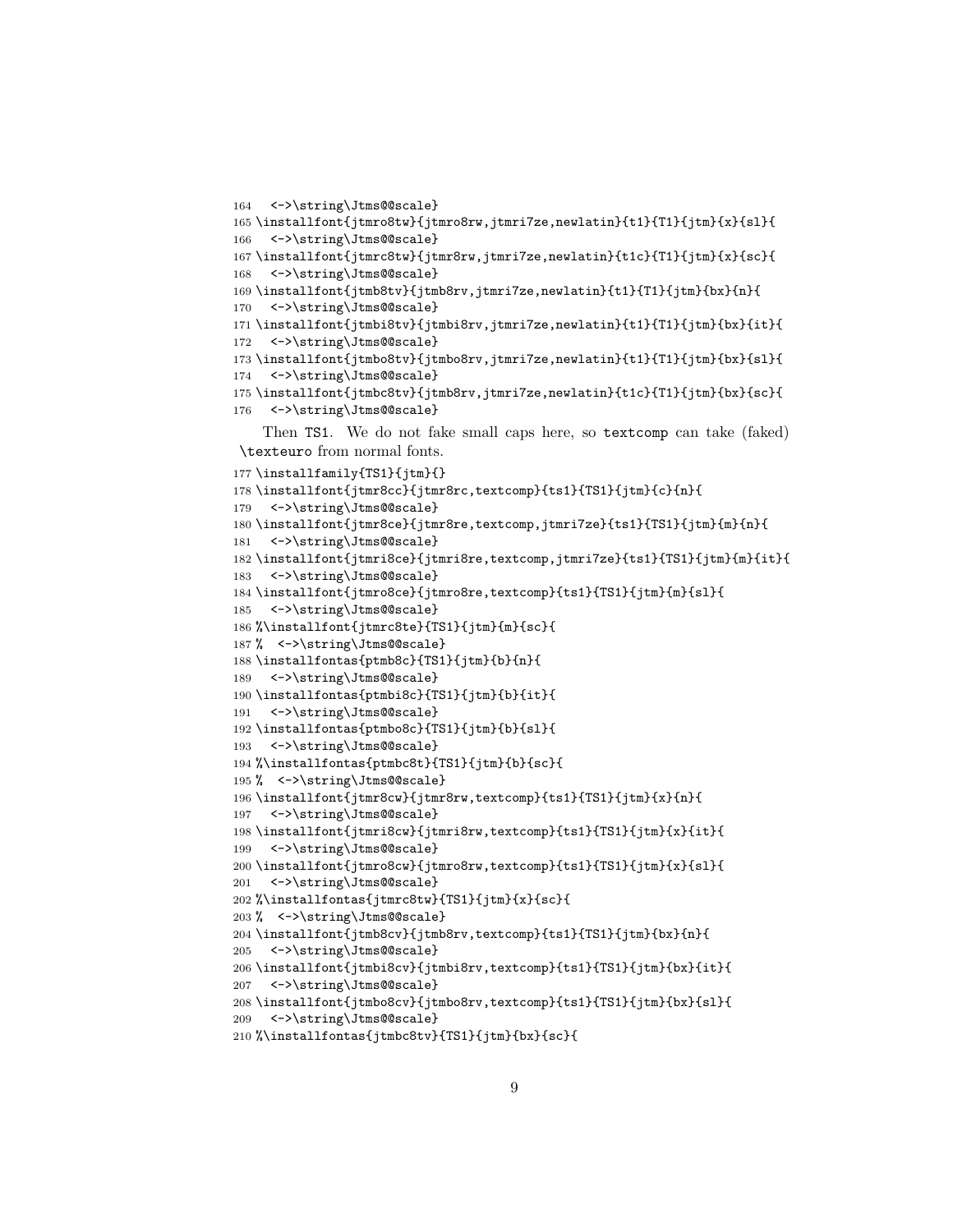```
164   <->\string\Jtms@@scale}
165 \installfont{jtmro8tw}{jtmro8rw,jtmri7ze,newlatin}{t1}{T1}{jtm}{x}{sl}{
166   <->\string\Jtms@@scale}
167 \installfont{jtmrc8tw}{jtmr8rw,jtmri7ze,newlatin}{t1c}{T1}{jtm}{x}{sc}{
168   <->\string\Jtms@@scale}
169 \installfont{jtmb8tv}{jtmb8rv,jtmri7ze,newlatin}{t1}{T1}{jtm}{bx}{n}{
170   <->\string\Jtms@@scale}
171 \installfont{jtmbi8tv}{jtmbi8rv,jtmri7ze,newlatin}{t1}{T1}{jtm}{bx}{it}{
172   <->\string\Jtms@@scale}
173 \installfont{jtmbo8tv}{jtmbo8rv,jtmri7ze,newlatin}{t1}{T1}{jtm}{bx}{sl}{
174   <->\string\Jtms@@scale}
175 \installfont{jtmbc8tv}{jtmb8rv,jtmri7ze,newlatin}{t1c}{T1}{jtm}{bx}{sc}{
176   <->\string\Jtms@@scale}
```

Then TS1. We do not fake small caps here, so textcomp can take (faked) \texteuro from normal fonts.

```
177 \installfamily{TS1}{jtm}{}
178 \installfont{jtmr8cc}{jtmr8rc,textcomp}{ts1}{TS1}{jtm}{c}{n}{
179   <->\string\Jtms@@scale}
180 \installfont{jtmr8ce}{jtmr8re,textcomp,jtmri7ze}{ts1}{TS1}{jtm}{m}{n}{
181   <->\string\Jtms@@scale}
182 \installfont{jtmri8ce}{jtmri8re,textcomp,jtmri7ze}{ts1}{TS1}{jtm}{m}{it}{
183   <->\string\Jtms@@scale}
184 \installfont{jtmro8ce}{jtmro8re,textcomp}{ts1}{TS1}{jtm}{m}{sl}{
185   <->\string\Jtms@@scale}
186 %\installfont{jtmrc8te}{TS1}{jtm}{m}{sc}{
187 %  <->\string\Jtms@@scale}
188 \installfontas{ptmb8c}{TS1}{jtm}{b}{n}{
189   <->\string\Jtms@@scale}
190 \installfontas{ptmbi8c}{TS1}{jtm}{b}{it}{
191   <->\string\Jtms@@scale}
192 \installfontas{ptmbo8c}{TS1}{jtm}{b}{sl}{
193   <->\string\Jtms@@scale}
194 %\installfontas{ptmbc8t}{TS1}{jtm}{b}{sc}{
195 %  <->\string\Jtms@@scale}
196 \installfont{jtmr8cw}{jtmr8rw,textcomp}{ts1}{TS1}{jtm}{x}{n}{
197   <->\string\Jtms@@scale}
198 \installfont{jtmri8cw}{jtmri8rw,textcomp}{ts1}{TS1}{jtm}{x}{it}{
199   <->\string\Jtms@@scale}
200 \installfont{jtmro8cw}{jtmro8rw,textcomp}{ts1}{TS1}{jtm}{x}{sl}{
201   <->\string\Jtms@@scale}
202 %\installfontas{jtmrc8tw}{TS1}{jtm}{x}{sc}{
203 %  <->\string\Jtms@@scale}
204 \installfont{jtmb8cv}{jtmb8rv,textcomp}{ts1}{TS1}{jtm}{bx}{n}{
205   <->\string\Jtms@@scale}
206 \installfont{jtmbi8cv}{jtmbi8rv,textcomp}{ts1}{TS1}{jtm}{bx}{it}{
207   <->\string\Jtms@@scale}
208 \installfont{jtmbo8cv}{jtmbo8rv,textcomp}{ts1}{TS1}{jtm}{bx}{sl}{
209   <->\string\Jtms@@scale}
210 %\installfontas{jtmbc8tv}{TS1}{jtm}{bx}{sc}{
```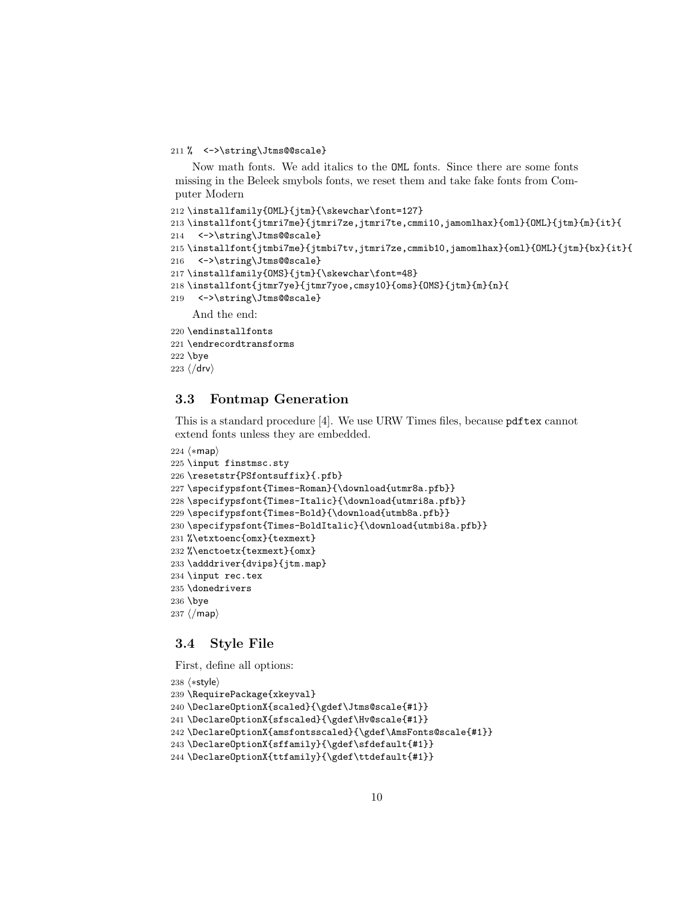```
211 %  <->\string\Jtms@@scale}
```

Now math fonts. We add italics to the OML fonts. Since there are some fonts missing in the Beleek smybols fonts, we reset them and take fake fonts from Computer Modern

```
212 \installfamily{OML}{jtm}{\skewchar\font=127}
213 \installfont{jtmri7me}{jtmri7ze,jtmri7te,cmmi10,jamomlhax}{oml}{OML}{jtm}{m}{it}{
214   <->\string\Jtms@@scale}
215 \installfont{jtmbi7me}{jtmbi7tv,jtmri7ze,cmmib10,jamomlhax}{oml}{OML}{jtm}{bx}{it}{
216   <->\string\Jtms@@scale}
217 \installfamily{OMS}{jtm}{\skewchar\font=48}
218 \installfont{jtmr7ye}{jtmr7yoe,cmsy10}{oms}{OMS}{jtm}{m}{n}{
219   <->\string\Jtms@@scale}
```

And the end:

```
220 \endinstallfonts
221 \endrecordtransforms
222 \bye
223 ⟨/drv⟩
```

### 3.3 Fontmap Generation

This is a standard procedure [4]. We use URW Times files, because `pdftex` cannot extend fonts unless they are embedded.

```
224 ⟨*map⟩
225 \input finstmsc.sty
226 \resetstr{PSfontsuffix}{.pfb}
227 \specifypsfont{Times-Roman}{\download{utmr8a.pfb}}
228 \specifypsfont{Times-Italic}{\download{utmri8a.pfb}}
229 \specifypsfont{Times-Bold}{\download{utmb8a.pfb}}
230 \specifypsfont{Times-BoldItalic}{\download{utmbi8a.pfb}}
231 %\etxtoenc{omx}{texmext}
232 %\enctoetx{texmext}{omx}
233 \adddriver{dvips}{jtm.map}
234 \input rec.tex
235 \donedrivers
236 \bye
237 ⟨/map⟩
```

### 3.4 Style File

First, define all options:

```
238 ⟨*style⟩
239 \RequirePackage{xkeyval}
240 \DeclareOptionX{scaled}{\gdef\Jtms@scale{#1}}
241 \DeclareOptionX{sfscaled}{\gdef\Hv@scale{#1}}
242 \DeclareOptionX{amsfontsscaled}{\gdef\AmsFonts@scale{#1}}
243 \DeclareOptionX{sffamily}{\gdef\sfdefault{#1}}
244 \DeclareOptionX{ttfamily}{\gdef\ttdefault{#1}}
```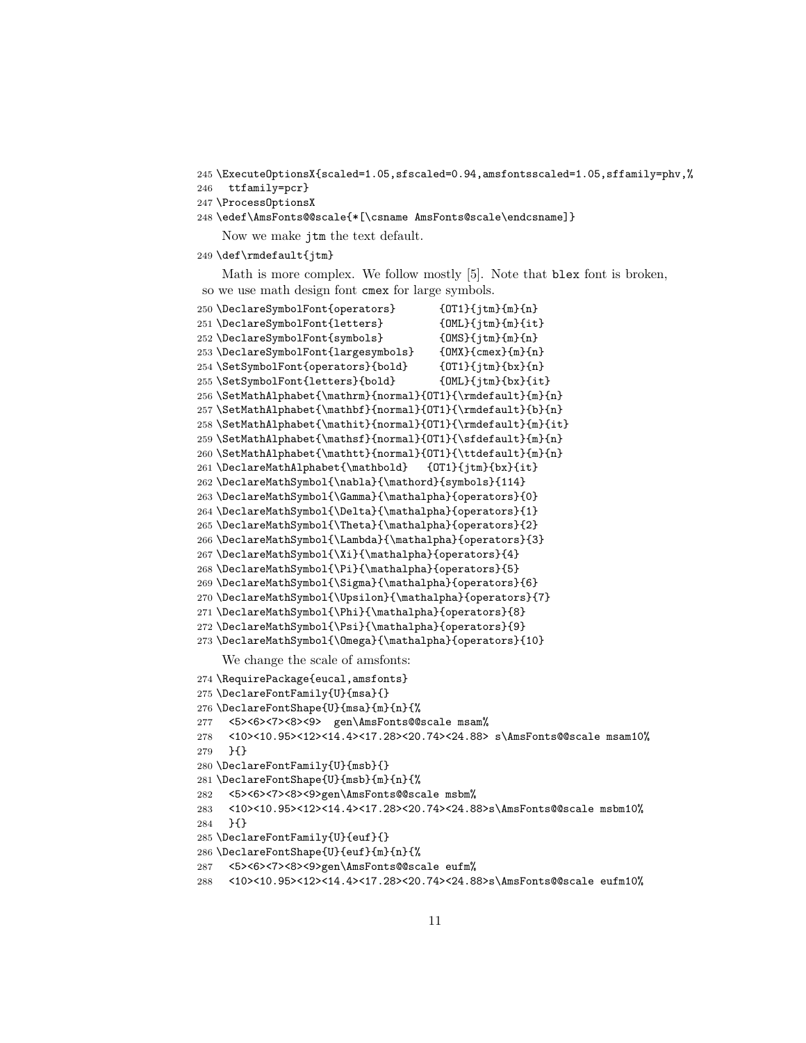```
245 \ExecuteOptionsX{scaled=1.05,sfscaled=0.94,amsfontsscaled=1.05,sffamily=phv,%
246   ttfamily=pcr}
247 \ProcessOptionsX
248 \edef\AmsFonts@@scale{*[\csname AmsFonts@scale\endcsname]}
```

Now we make `jtm` the text default.

```
249 \def\rmdefault{jtm}
```

Math is more complex. We follow mostly [5]. Note that `blex` font is broken, so we use math design font `cmex` for large symbols.

```
250 \DeclareSymbolFont{operators}       {OT1}{jtm}{m}{n}
251 \DeclareSymbolFont{letters}         {OML}{jtm}{m}{it}
252 \DeclareSymbolFont{symbols}         {OMS}{jtm}{m}{n}
253 \DeclareSymbolFont{largesymbols}    {OMX}{cmex}{m}{n}
254 \SetSymbolFont{operators}{bold}     {OT1}{jtm}{bx}{n}
255 \SetSymbolFont{letters}{bold}       {OML}{jtm}{bx}{it}
256 \SetMathAlphabet{\mathrm}{normal}{OT1}{\rmdefault}{m}{n}
257 \SetMathAlphabet{\mathbf}{normal}{OT1}{\rmdefault}{b}{n}
258 \SetMathAlphabet{\mathit}{normal}{OT1}{\rmdefault}{m}{it}
259 \SetMathAlphabet{\mathsf}{normal}{OT1}{\sfdefault}{m}{n}
260 \SetMathAlphabet{\mathtt}{normal}{OT1}{\ttdefault}{m}{n}
261 \DeclareMathAlphabet{\mathbold}   {OT1}{jtm}{bx}{it}
262 \DeclareMathSymbol{\nabla}{\mathord}{symbols}{114}
263 \DeclareMathSymbol{\Gamma}{\mathalpha}{operators}{0}
264 \DeclareMathSymbol{\Delta}{\mathalpha}{operators}{1}
265 \DeclareMathSymbol{\Theta}{\mathalpha}{operators}{2}
266 \DeclareMathSymbol{\Lambda}{\mathalpha}{operators}{3}
267 \DeclareMathSymbol{\Xi}{\mathalpha}{operators}{4}
268 \DeclareMathSymbol{\Pi}{\mathalpha}{operators}{5}
269 \DeclareMathSymbol{\Sigma}{\mathalpha}{operators}{6}
270 \DeclareMathSymbol{\Upsilon}{\mathalpha}{operators}{7}
271 \DeclareMathSymbol{\Phi}{\mathalpha}{operators}{8}
272 \DeclareMathSymbol{\Psi}{\mathalpha}{operators}{9}
273 \DeclareMathSymbol{\Omega}{\mathalpha}{operators}{10}
```

We change the scale of amsfonts:

```
274 \RequirePackage{eucal,amsfonts}
275 \DeclareFontFamily{U}{msa}{}
276 \DeclareFontShape{U}{msa}{m}{n}{%
277   <5><6><7><8><9>  gen\AmsFonts@@scale msam%
278   <10><10.95><12><14.4><17.28><20.74><24.88> s\AmsFonts@@scale msam10%
279   }{}
280 \DeclareFontFamily{U}{msb}{}
281 \DeclareFontShape{U}{msb}{m}{n}{%
282   <5><6><7><8><9>gen\AmsFonts@@scale msbm%
283   <10><10.95><12><14.4><17.28><20.74><24.88>s\AmsFonts@@scale msbm10%
284   }{}
285 \DeclareFontFamily{U}{euf}{}
286 \DeclareFontShape{U}{euf}{m}{n}{%
287   <5><6><7><8><9>gen\AmsFonts@@scale eufm%
288   <10><10.95><12><14.4><17.28><20.74><24.88>s\AmsFonts@@scale eufm10%
```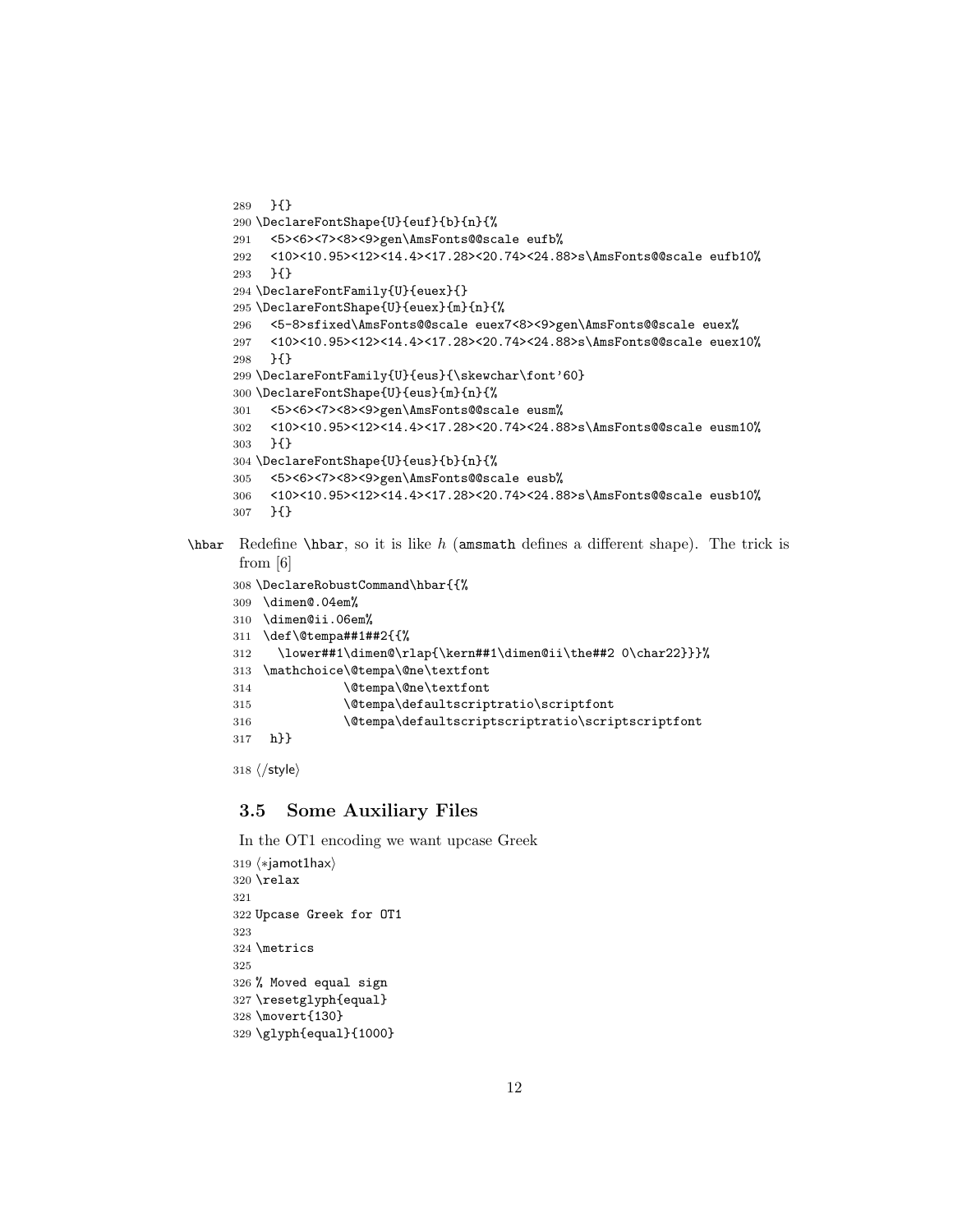```
289   }{}
290 \DeclareFontShape{U}{euf}{b}{n}{%
291   <5><6><7><8><9>gen\AmsFonts@@scale eufb%
292   <10><10.95><12><14.4><17.28><20.74><24.88>s\AmsFonts@@scale eufb10%
293   }{}
294 \DeclareFontFamily{U}{euex}{}
295 \DeclareFontShape{U}{euex}{m}{n}{%
296   <5-8>sfixed\AmsFonts@@scale euex7<8><9>gen\AmsFonts@@scale euex%
297   <10><10.95><12><14.4><17.28><20.74><24.88>s\AmsFonts@@scale euex10%
298   }{}
299 \DeclareFontFamily{U}{eus}{\skewchar\font'60}
300 \DeclareFontShape{U}{eus}{m}{n}{%
301   <5><6><7><8><9>gen\AmsFonts@@scale eusm%
302   <10><10.95><12><14.4><17.28><20.74><24.88>s\AmsFonts@@scale eusm10%
303   }{}
304 \DeclareFontShape{U}{eus}{b}{n}{%
305   <5><6><7><8><9>gen\AmsFonts@@scale eusb%
306   <10><10.95><12><14.4><17.28><20.74><24.88>s\AmsFonts@@scale eusb10%
307   }{}
```

`\hbar` Redefine `\hbar`, so it is like $h$ (`amsmath` defines a different shape). The trick is from [6]

```
308 \DeclareRobustCommand\hbar{{%
309  \dimen@.04em%
310  \dimen@ii.06em%
311  \def\@tempa##1##2{{%
312    \lower##1\dimen@\rlap{\kern##1\dimen@ii\the##2 0\char22}}}%
313  \mathchoice\@tempa\@ne\textfont
314             \@tempa\@ne\textfont
315             \@tempa\defaultscriptratio\scriptfont
316             \@tempa\defaultscriptscriptratio\scriptscriptfont
317   h}}
318 ⟨/style⟩
```

### 3.5 Some Auxiliary Files

In the OT1 encoding we want upcase Greek

```
319 ⟨*jamot1hax⟩
320 \relax
321
322 Upcase Greek for OT1
323
324 \metrics
325
326 % Moved equal sign
327 \resetglyph{equal}
328 \movert{130}
329 \glyph{equal}{1000}
```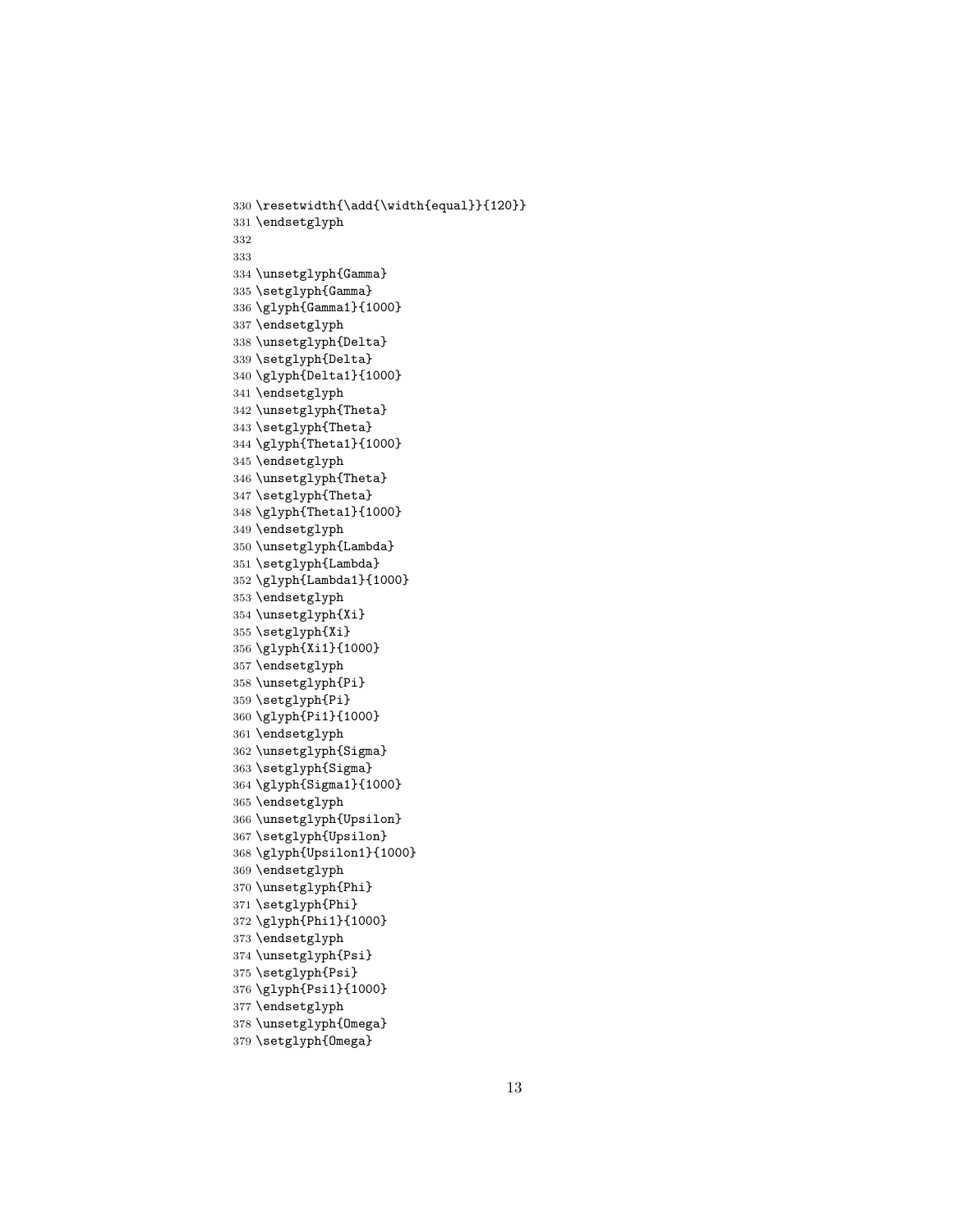```
330 \resetwidth{\add{\width{equal}}{120}}
331 \endsetglyph
332
333
334 \unsetglyph{Gamma}
335 \setglyph{Gamma}
336 \glyph{Gamma1}{1000}
337 \endsetglyph
338 \unsetglyph{Delta}
339 \setglyph{Delta}
340 \glyph{Delta1}{1000}
341 \endsetglyph
342 \unsetglyph{Theta}
343 \setglyph{Theta}
344 \glyph{Theta1}{1000}
345 \endsetglyph
346 \unsetglyph{Theta}
347 \setglyph{Theta}
348 \glyph{Theta1}{1000}
349 \endsetglyph
350 \unsetglyph{Lambda}
351 \setglyph{Lambda}
352 \glyph{Lambda1}{1000}
353 \endsetglyph
354 \unsetglyph{Xi}
355 \setglyph{Xi}
356 \glyph{Xi1}{1000}
357 \endsetglyph
358 \unsetglyph{Pi}
359 \setglyph{Pi}
360 \glyph{Pi1}{1000}
361 \endsetglyph
362 \unsetglyph{Sigma}
363 \setglyph{Sigma}
364 \glyph{Sigma1}{1000}
365 \endsetglyph
366 \unsetglyph{Upsilon}
367 \setglyph{Upsilon}
368 \glyph{Upsilon1}{1000}
369 \endsetglyph
370 \unsetglyph{Phi}
371 \setglyph{Phi}
372 \glyph{Phi1}{1000}
373 \endsetglyph
374 \unsetglyph{Psi}
375 \setglyph{Psi}
376 \glyph{Psi1}{1000}
377 \endsetglyph
378 \unsetglyph{Omega}
379 \setglyph{Omega}
```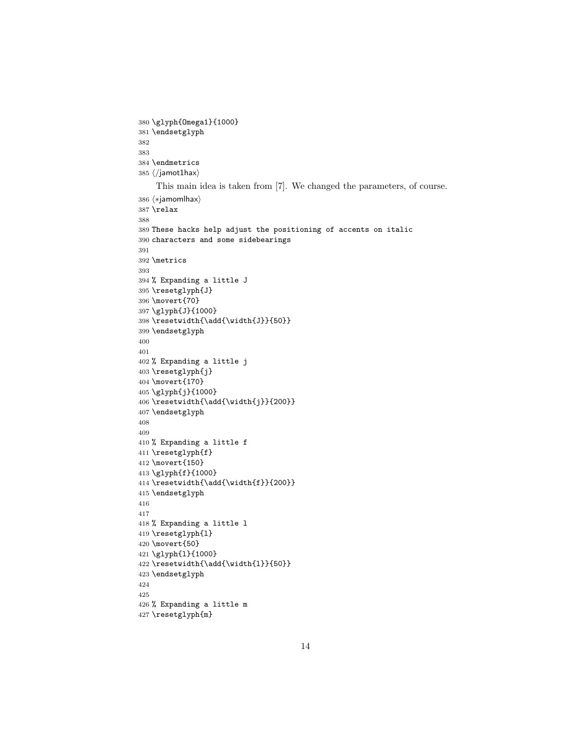```
380 \glyph{Omega1}{1000}
381 \endsetglyph
382
383
384 \endmetrics
385 ⟨/jamot1hax⟩
```

This main idea is taken from [7]. We changed the parameters, of course.

```
386 ⟨*jamomlhax⟩
387 \relax
388
389 These hacks help adjust the positioning of accents on italic
390 characters and some sidebearings
391
392 \metrics
393
394 % Expanding a little J
395 \resetglyph{J}
396 \movert{70}
397 \glyph{J}{1000}
398 \resetwidth{\add{\width{J}}{50}}
399 \endsetglyph
400
401
402 % Expanding a little j
403 \resetglyph{j}
404 \movert{170}
405 \glyph{j}{1000}
406 \resetwidth{\add{\width{j}}{200}}
407 \endsetglyph
408
409
410 % Expanding a little f
411 \resetglyph{f}
412 \movert{150}
413 \glyph{f}{1000}
414 \resetwidth{\add{\width{f}}{200}}
415 \endsetglyph
416
417
418 % Expanding a little l
419 \resetglyph{l}
420 \movert{50}
421 \glyph{l}{1000}
422 \resetwidth{\add{\width{l}}{50}}
423 \endsetglyph
424
425
426 % Expanding a little m
427 \resetglyph{m}
```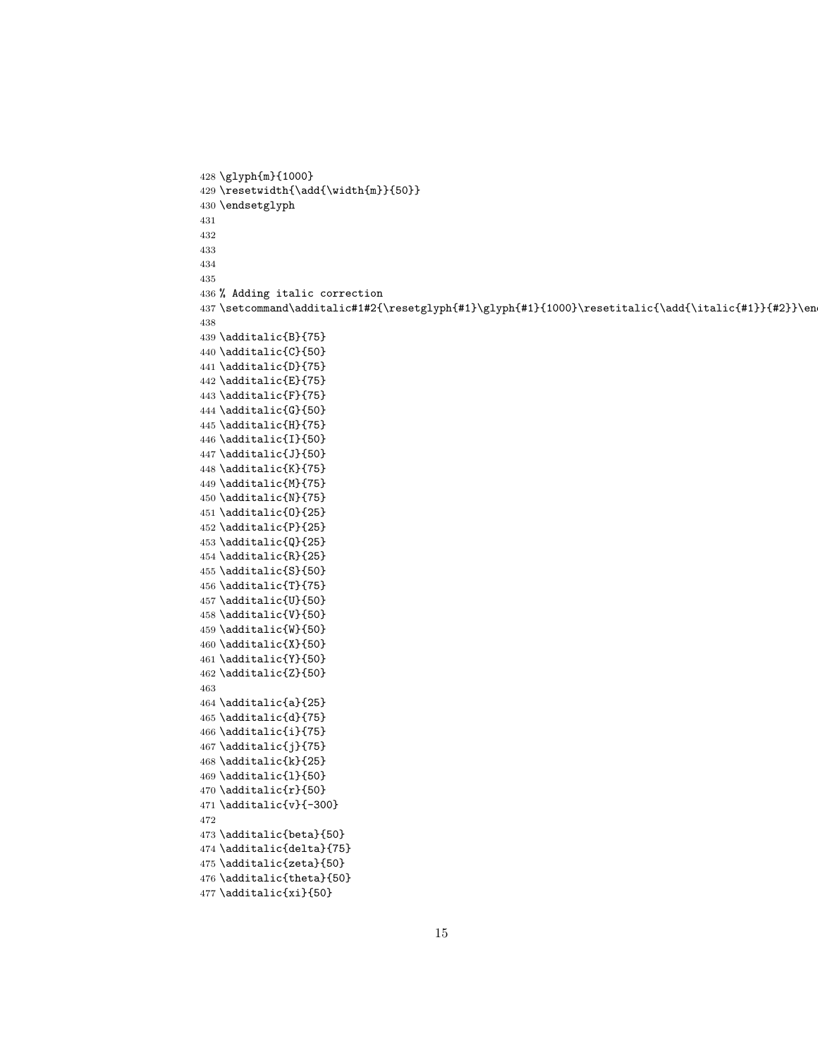```
428 \glyph{m}{1000}
429 \resetwidth{\add{\width{m}}{50}}
430 \endsetglyph
431
432
433
434
435
436 % Adding italic correction
437 \setcommand\additalic#1#2{\resetglyph{#1}\glyph{#1}{1000}\resetitalic{\add{\italic{#1}}{#2}}\end
438
439 \additalic{B}{75}
440 \additalic{C}{50}
441 \additalic{D}{75}
442 \additalic{E}{75}
443 \additalic{F}{75}
444 \additalic{G}{50}
445 \additalic{H}{75}
446 \additalic{I}{50}
447 \additalic{J}{50}
448 \additalic{K}{75}
449 \additalic{M}{75}
450 \additalic{N}{75}
451 \additalic{O}{25}
452 \additalic{P}{25}
453 \additalic{Q}{25}
454 \additalic{R}{25}
455 \additalic{S}{50}
456 \additalic{T}{75}
457 \additalic{U}{50}
458 \additalic{V}{50}
459 \additalic{W}{50}
460 \additalic{X}{50}
461 \additalic{Y}{50}
462 \additalic{Z}{50}
463
464 \additalic{a}{25}
465 \additalic{d}{75}
466 \additalic{i}{75}
467 \additalic{j}{75}
468 \additalic{k}{25}
469 \additalic{l}{50}
470 \additalic{r}{50}
471 \additalic{v}{-300}
472
473 \additalic{beta}{50}
474 \additalic{delta}{75}
475 \additalic{zeta}{50}
476 \additalic{theta}{50}
477 \additalic{xi}{50}
```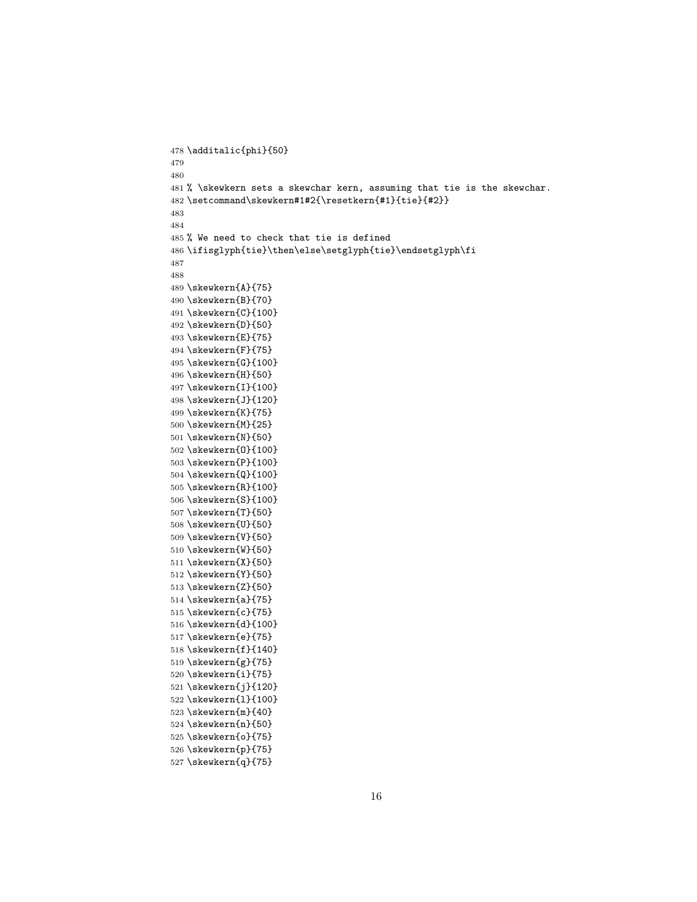```
478 \additalic{phi}{50}
479
480
481 % \skewkern sets a skewchar kern, assuming that tie is the skewchar.
482 \setcommand\skewkern#1#2{\resetkern{#1}{tie}{#2}}
483
484
485 % We need to check that tie is defined
486 \ifisglyph{tie}\then\else\setglyph{tie}\endsetglyph\fi
487
488
489 \skewkern{A}{75}
490 \skewkern{B}{70}
491 \skewkern{C}{100}
492 \skewkern{D}{50}
493 \skewkern{E}{75}
494 \skewkern{F}{75}
495 \skewkern{G}{100}
496 \skewkern{H}{50}
497 \skewkern{I}{100}
498 \skewkern{J}{120}
499 \skewkern{K}{75}
500 \skewkern{M}{25}
501 \skewkern{N}{50}
502 \skewkern{O}{100}
503 \skewkern{P}{100}
504 \skewkern{Q}{100}
505 \skewkern{R}{100}
506 \skewkern{S}{100}
507 \skewkern{T}{50}
508 \skewkern{U}{50}
509 \skewkern{V}{50}
510 \skewkern{W}{50}
511 \skewkern{X}{50}
512 \skewkern{Y}{50}
513 \skewkern{Z}{50}
514 \skewkern{a}{75}
515 \skewkern{c}{75}
516 \skewkern{d}{100}
517 \skewkern{e}{75}
518 \skewkern{f}{140}
519 \skewkern{g}{75}
520 \skewkern{i}{75}
521 \skewkern{j}{120}
522 \skewkern{l}{100}
523 \skewkern{m}{40}
524 \skewkern{n}{50}
525 \skewkern{o}{75}
526 \skewkern{p}{75}
527 \skewkern{q}{75}
```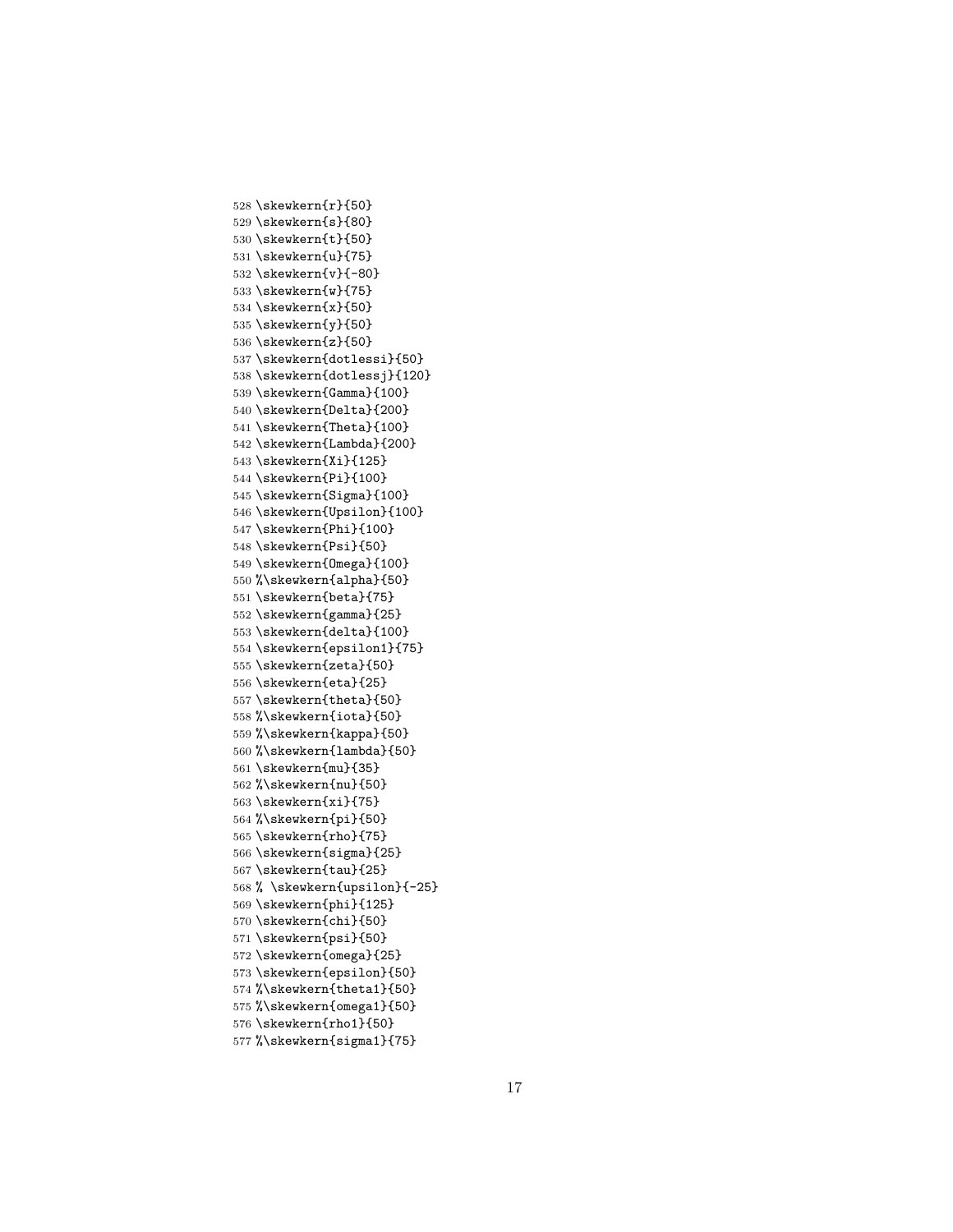```
528 \skewkern{r}{50}
529 \skewkern{s}{80}
530 \skewkern{t}{50}
531 \skewkern{u}{75}
532 \skewkern{v}{-80}
533 \skewkern{w}{75}
534 \skewkern{x}{50}
535 \skewkern{y}{50}
536 \skewkern{z}{50}
537 \skewkern{dotlessi}{50}
538 \skewkern{dotlessj}{120}
539 \skewkern{Gamma}{100}
540 \skewkern{Delta}{200}
541 \skewkern{Theta}{100}
542 \skewkern{Lambda}{200}
543 \skewkern{Xi}{125}
544 \skewkern{Pi}{100}
545 \skewkern{Sigma}{100}
546 \skewkern{Upsilon}{100}
547 \skewkern{Phi}{100}
548 \skewkern{Psi}{50}
549 \skewkern{Omega}{100}
550 %\skewkern{alpha}{50}
551 \skewkern{beta}{75}
552 \skewkern{gamma}{25}
553 \skewkern{delta}{100}
554 \skewkern{epsilon1}{75}
555 \skewkern{zeta}{50}
556 \skewkern{eta}{25}
557 \skewkern{theta}{50}
558 %\skewkern{iota}{50}
559 %\skewkern{kappa}{50}
560 %\skewkern{lambda}{50}
561 \skewkern{mu}{35}
562 %\skewkern{nu}{50}
563 \skewkern{xi}{75}
564 %\skewkern{pi}{50}
565 \skewkern{rho}{75}
566 \skewkern{sigma}{25}
567 \skewkern{tau}{25}
568 % \skewkern{upsilon}{-25}
569 \skewkern{phi}{125}
570 \skewkern{chi}{50}
571 \skewkern{psi}{50}
572 \skewkern{omega}{25}
573 \skewkern{epsilon}{50}
574 %\skewkern{theta1}{50}
575 %\skewkern{omega1}{50}
576 \skewkern{rho1}{50}
577 %\skewkern{sigma1}{75}
```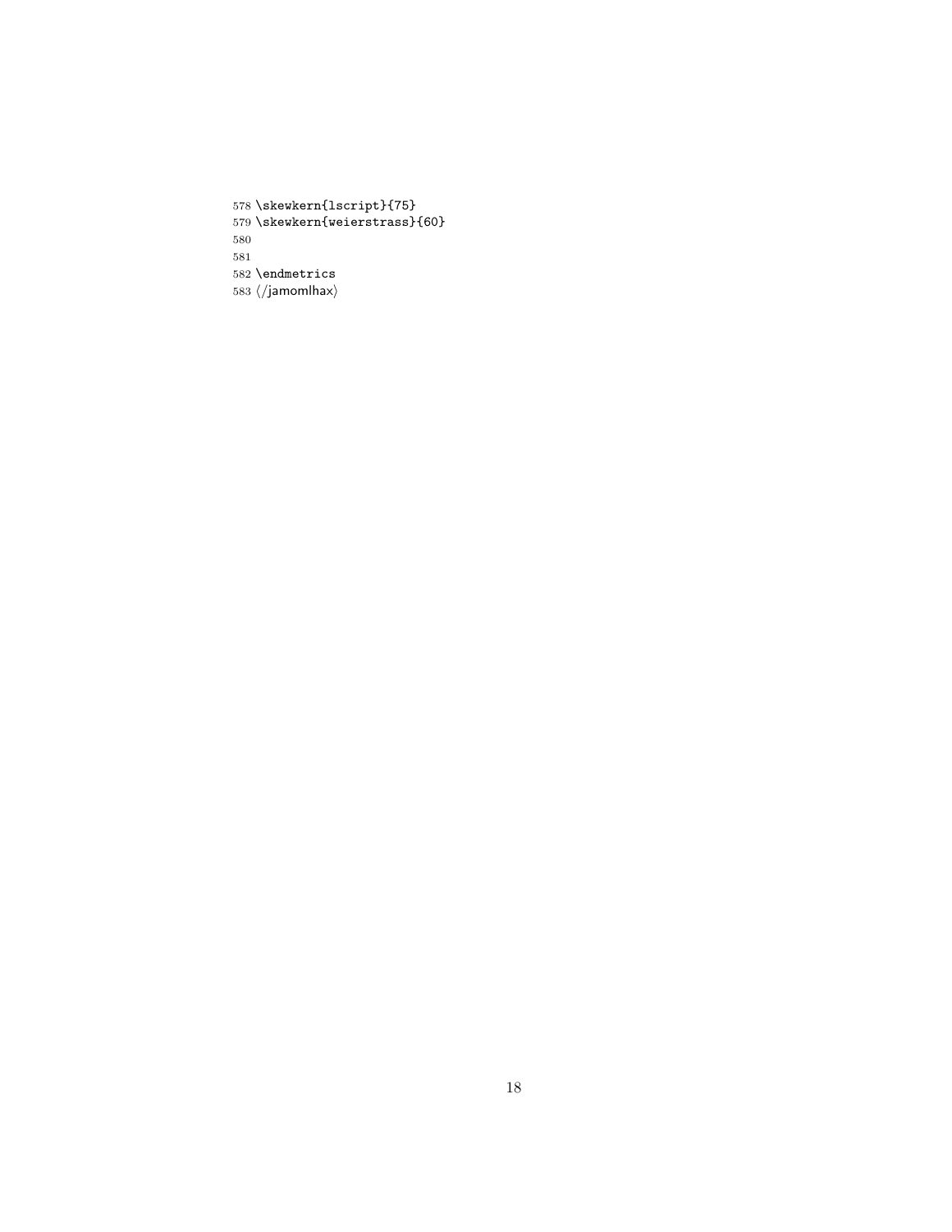```
578 \skewkern{lscript}{75}
579 \skewkern{weierstrass}{60}
580
581
582 \endmetrics
583 ⟨/jamomlhax⟩
```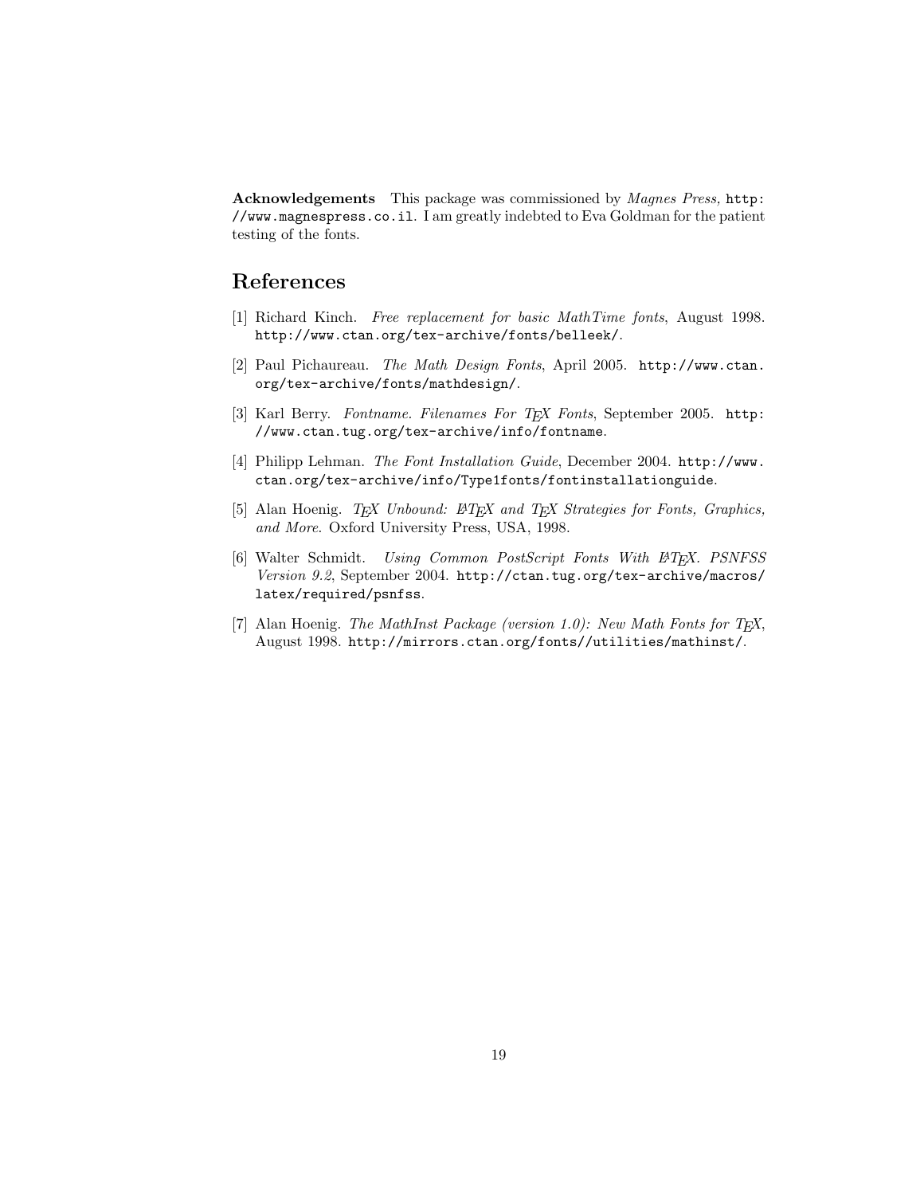**Acknowledgements** This package was commissioned by *Magnes Press,* `http://www.magnespress.co.il`. I am greatly indebted to Eva Goldman for the patient testing of the fonts.

# References

[1] Richard Kinch. *Free replacement for basic MathTime fonts*, August 1998. `http://www.ctan.org/tex-archive/fonts/belleek/`.

[2] Paul Pichaureau. *The Math Design Fonts*, April 2005. `http://www.ctan.org/tex-archive/fonts/mathdesign/`.

[3] Karl Berry. *Fontname. Filenames For TEX Fonts*, September 2005. `http://www.ctan.tug.org/tex-archive/info/fontname`.

[4] Philipp Lehman. *The Font Installation Guide*, December 2004. `http://www.ctan.org/tex-archive/info/Type1fonts/fontinstallationguide`.

[5] Alan Hoenig. *TEX Unbound: LATEX and TEX Strategies for Fonts, Graphics, and More.* Oxford University Press, USA, 1998.

[6] Walter Schmidt. *Using Common PostScript Fonts With LATEX. PSNFSS Version 9.2*, September 2004. `http://ctan.tug.org/tex-archive/macros/latex/required/psnfss`.

[7] Alan Hoenig. *The MathInst Package (version 1.0): New Math Fonts for TEX*, August 1998. `http://mirrors.ctan.org/fonts//utilities/mathinst/`.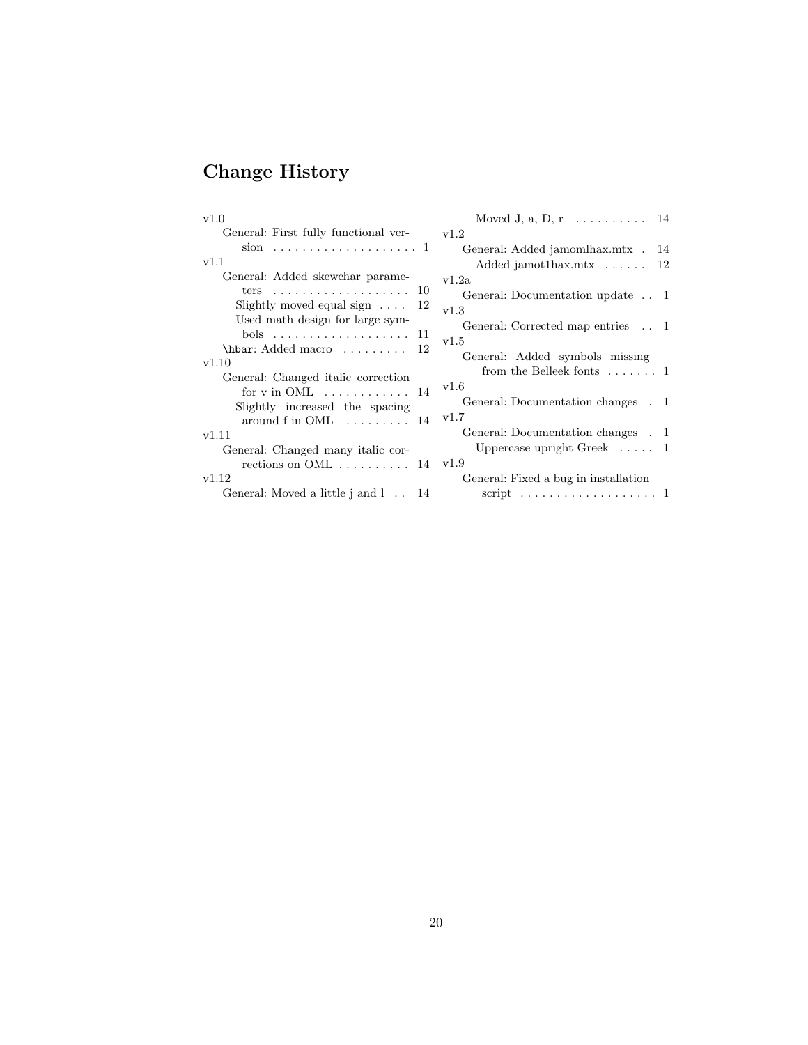# Change History

v1.0
- General: First fully functional version . . . . . . . . . . 1

v1.1
- General: Added skewchar parameters . . . . . . . . . . 10
  - Slightly moved equal sign . . . . 12
  - Used math design for large symbols . . . . . . . . . . 11
- `\hbar`: Added macro . . . . . . . . . 12

v1.10
- General: Changed italic correction for v in OML . . . . . . . . . . 14
  - Slightly increased the spacing around f in OML . . . . . . . . . 14

v1.11
- General: Changed many italic corrections on OML . . . . . . . . . . 14

v1.12
- General: Moved a little j and l . . 14
  - Moved J, a, D, r . . . . . . . . . . 14

v1.2
- General: Added jamomlhax.mtx . 14
  - Added jamot1hax.mtx . . . . . . 12

v1.2a
- General: Documentation update . . 1

v1.3
- General: Corrected map entries . . 1

v1.5
- General: Added symbols missing from the Belleek fonts . . . . . . . 1

v1.6
- General: Documentation changes . 1

v1.7
- General: Documentation changes . 1
  - Uppercase upright Greek . . . . . 1

v1.9
- General: Fixed a bug in installation script . . . . . . . . . . 1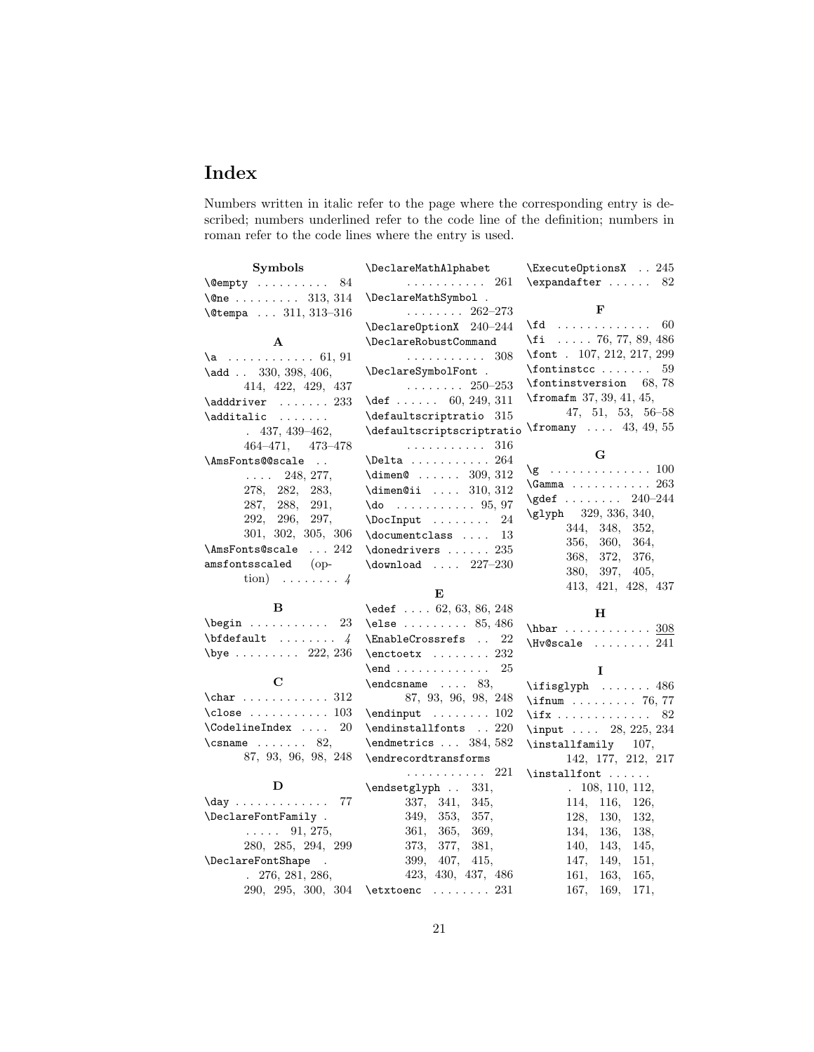# Index

Numbers written in italic refer to the page where the corresponding entry is described; numbers underlined refer to the code line of the definition; numbers in roman refer to the code lines where the entry is used.

**Symbols**

\@empty . . . . . . . . . . 84
\@ne . . . . . . . . . 313, 314
\@tempa . . . 311, 313–316

**A**

\a . . . . . . . . . . . . 61, 91
\add . . 330, 398, 406, 414, 422, 429, 437
\adddriver . . . . . . . 233
\additalic . . . . . . . . 437, 439–462, 464–471, 473–478
\AmsFonts@@scale . . . . . . 248, 277, 278, 282, 283, 287, 288, 291, 292, 296, 297, 301, 302, 305, 306
\AmsFonts@scale . . . 242
amsfontsscaled (option) . . . . . . . . *4*

**B**

\begin . . . . . . . . . . . 23
\bfdefault . . . . . . . . *4*
\bye . . . . . . . . . 222, 236

**C**

\char . . . . . . . . . . . . 312
\close . . . . . . . . . . 103
\CodelineIndex . . . . 20
\csname . . . . . . . 82, 87, 93, 96, 98, 248

**D**

\day . . . . . . . . . . . . . 77
\DeclareFontFamily . . . . . . 91, 275, 280, 285, 294, 299
\DeclareFontShape . . 276, 281, 286, 290, 295, 300, 304
\DeclareMathAlphabet . . . . . . . . . . . 261
\DeclareMathSymbol . . . . . . . . . 262–273
\DeclareOptionX 240–244
\DeclareRobustCommand . . . . . . . . . . . 308
\DeclareSymbolFont . . . . . . . . . 250–253
\def . . . . . . 60, 249, 311
\defaultscriptratio 315
\defaultscriptscriptratio . . . . . . . . . . . 316
\Delta . . . . . . . . . . . 264
\dimen@ . . . . . . 309, 312
\dimen@ii . . . . 310, 312
\do . . . . . . . . . . . 95, 97
\DocInput . . . . . . . . 24
\documentclass . . . . 13
\donedrivers . . . . . . 235
\download . . . . 227–230

**E**

\edef . . . . 62, 63, 86, 248
\else . . . . . . . . . 85, 486
\EnableCrossrefs . . 22
\enctoetx . . . . . . . . 232
\end . . . . . . . . . . . . . 25
\endcsname . . . . 83, 87, 93, 96, 98, 248
\endinput . . . . . . . . 102
\endinstallfonts . . 220
\endmetrics . . . 384, 582
\endrecordtransforms . . . . . . . . . . . 221
\endsetglyph . . 331, 337, 341, 345, 349, 353, 357, 361, 365, 369, 373, 377, 381, 399, 407, 415, 423, 430, 437, 486
\etxtoenc . . . . . . . . 231
\ExecuteOptionsX . . 245
\expandafter . . . . . . 82

**F**

\fd . . . . . . . . . . . . . 60
\fi . . . . . 76, 77, 89, 486
\font . 107, 212, 217, 299
\fontinstcc . . . . . . . 59
\fontinstversion 68, 78
\fromafm 37, 39, 41, 45, 47, 51, 53, 56–58
\fromany . . . . 43, 49, 55

**G**

\g . . . . . . . . . . . . . . 100
\Gamma . . . . . . . . . . . 263
\gdef . . . . . . . . 240–244
\glyph 329, 336, 340, 344, 348, 352, 356, 360, 364, 368, 372, 376, 380, 397, 405, 413, 421, 428, 437

**H**

\hbar . . . . . . . . . . . . <u>308</u>
\Hv@scale . . . . . . . . 241

**I**

\ifisglyph . . . . . . . 486
\ifnum . . . . . . . . . 76, 77
\ifx . . . . . . . . . . . . . 82
\input . . . . 28, 225, 234
\installfamily 107, 142, 177, 212, 217
\installfont . . . . . . . 108, 110, 112, 114, 116, 126, 128, 130, 132, 134, 136, 138, 140, 143, 145, 147, 149, 151, 161, 163, 165, 167, 169, 171,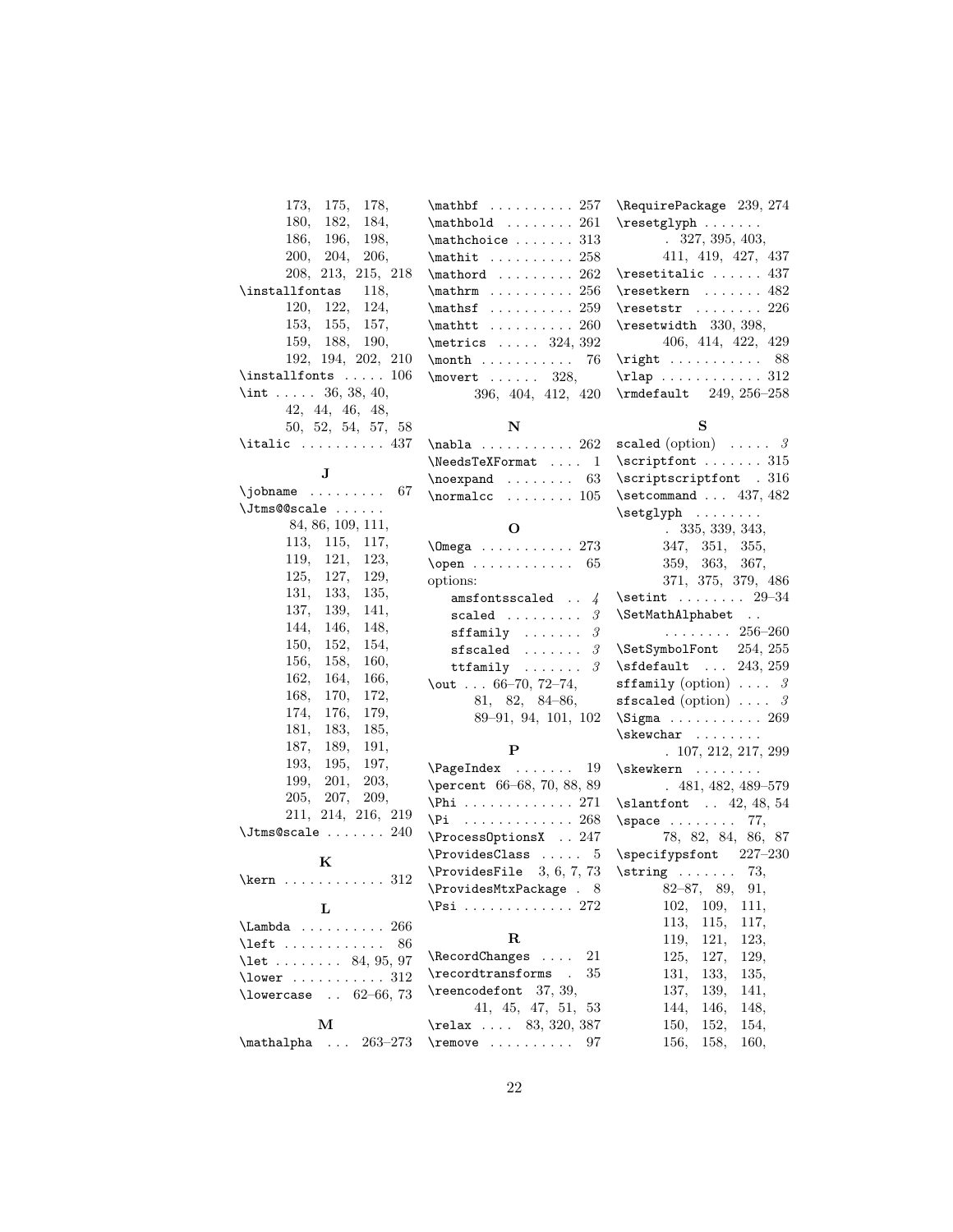173, 175, 178, 180, 182, 184, 186, 196, 198, 200, 204, 206, 208, 213, 215, 218

\installfontas 118, 120, 122, 124, 153, 155, 157, 159, 188, 190, 192, 194, 202, 210

\installfonts . . . . . 106

\int . . . . . 36, 38, 40, 42, 44, 46, 48, 50, 52, 54, 57, 58

\italic . . . . . . . . . . 437

**J**

\jobname . . . . . . . . . 67

\Jtms@@scale . . . . . . 84, 86, 109, 111, 113, 115, 117, 119, 121, 123, 125, 127, 129, 131, 133, 135, 137, 139, 141, 144, 146, 148, 150, 152, 154, 156, 158, 160, 162, 164, 166, 168, 170, 172, 174, 176, 179, 181, 183, 185, 187, 189, 191, 193, 195, 197, 199, 201, 203, 205, 207, 209, 211, 214, 216, 219

\Jtms@scale . . . . . . . 240

**K**

\kern . . . . . . . . . . . . 312

**L**

\Lambda . . . . . . . . . . 266

\left . . . . . . . . . . . . 86

\let . . . . . . . . 84, 95, 97

\lower . . . . . . . . . . . 312

\lowercase . . 62–66, 73

**M**

\mathalpha . . . 263–273

\mathbf . . . . . . . . . . 257

\mathbold . . . . . . . . 261

\mathchoice . . . . . . . 313

\mathit . . . . . . . . . . 258

\mathord . . . . . . . . . 262

\mathrm . . . . . . . . . . 256

\mathsf . . . . . . . . . . 259

\mathtt . . . . . . . . . . 260

\metrics . . . . . 324, 392

\month . . . . . . . . . . . 76

\movert . . . . . . 328, 396, 404, 412, 420

**N**

\nabla . . . . . . . . . . . 262

\NeedsTeXFormat . . . . 1

\noexpand . . . . . . . . 63

\normalcc . . . . . . . . 105

**O**

\Omega . . . . . . . . . . . 273

\open . . . . . . . . . . . . 65

options:

amsfontsscaled . . *4*

scaled . . . . . . . . . *3*

sffamily . . . . . . . *3*

sfscaled . . . . . . . *3*

ttfamily . . . . . . . *3*

\out . . . 66–70, 72–74, 81, 82, 84–86, 89–91, 94, 101, 102

**P**

\PageIndex . . . . . . . 19

\percent 66–68, 70, 88, 89

\Phi . . . . . . . . . . . . . 271

\Pi . . . . . . . . . . . . . 268

\ProcessOptionsX . . 247

\ProvidesClass . . . . . 5

\ProvidesFile 3, 6, 7, 73

\ProvidesMtxPackage . 8

\Psi . . . . . . . . . . . . . 272

**R**

\RecordChanges . . . . 21

\recordtransforms . 35

\reencodefont 37, 39, 41, 45, 47, 51, 53

\relax . . . . 83, 320, 387

\remove . . . . . . . . . . 97

\RequirePackage 239, 274

\resetglyph . . . . . . . . 327, 395, 403, 411, 419, 427, 437

\resetitalic . . . . . . 437

\resetkern . . . . . . . 482

\resetstr . . . . . . . . 226

\resetwidth 330, 398, 406, 414, 422, 429

\right . . . . . . . . . . . 88

\rlap . . . . . . . . . . . . 312

\rmdefault 249, 256–258

**S**

scaled (option) . . . . . *3*

\scriptfont . . . . . . . 315

\scriptscriptfont . 316

\setcommand . . . 437, 482

\setglyph . . . . . . . . 335, 339, 343, 347, 351, 355, 359, 363, 367, 371, 375, 379, 486

\setint . . . . . . . . 29–34

\SetMathAlphabet . . . . . . . . . . 256–260

\SetSymbolFont 254, 255

\sfdefault . . . 243, 259

sffamily (option) . . . . *3*

sfscaled (option) . . . . *3*

\Sigma . . . . . . . . . . . 269

\skewchar . . . . . . . . 107, 212, 217, 299

\skewkern . . . . . . . . 481, 482, 489–579

\slantfont . . 42, 48, 54

\space . . . . . . . . 77, 78, 82, 84, 86, 87

\specifypsfont 227–230

\string . . . . . . . 73, 82–87, 89, 91, 102, 109, 111, 113, 115, 117, 119, 121, 123, 125, 127, 129, 131, 133, 135, 137, 139, 141, 144, 146, 148, 150, 152, 154, 156, 158, 160,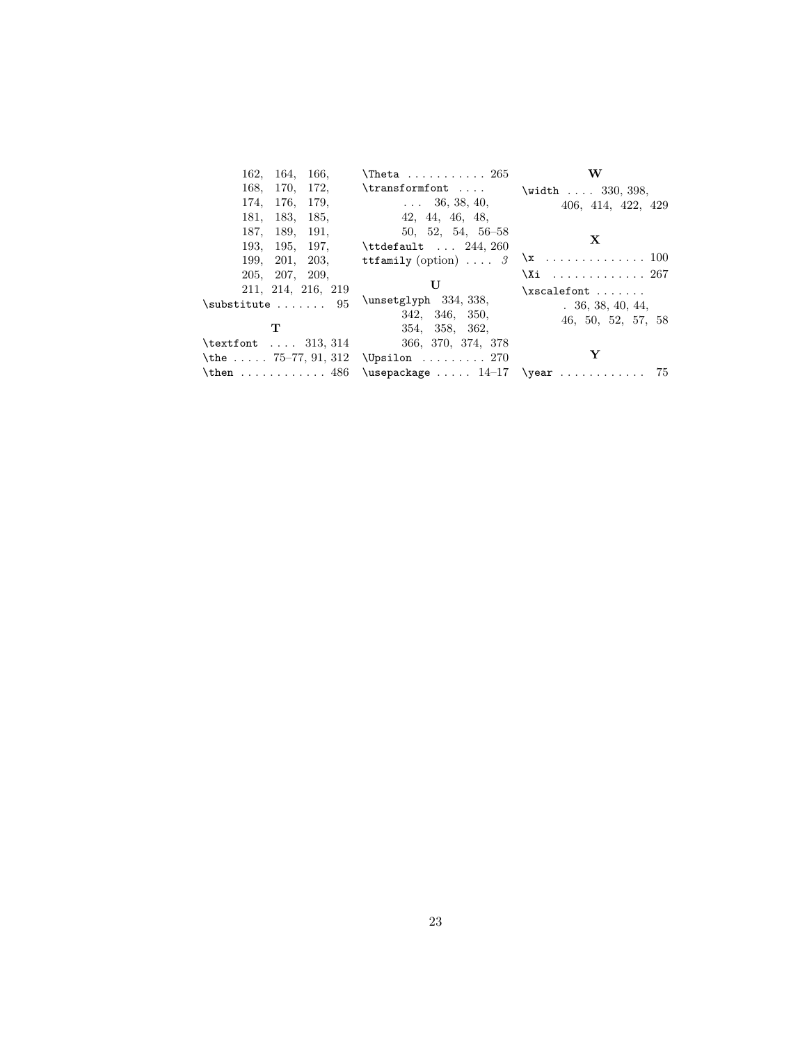162, 164, 166, 168, 170, 172, 174, 176, 179, 181, 183, 185, 187, 189, 191, 193, 195, 197, 199, 201, 203, 205, 207, 209, 211, 214, 216, 219

\substitute . . . . . . . 95

**T**

\textfont . . . . 313, 314

\the . . . . . 75–77, 91, 312

\then . . . . . . . . . . . . 486

\Theta . . . . . . . . . . . 265

\transformfont . . . . . . . 36, 38, 40, 42, 44, 46, 48, 50, 52, 54, 56–58

\ttdefault . . . 244, 260

ttfamily (option) . . . . *3*

**U**

\unsetglyph 334, 338, 342, 346, 350, 354, 358, 362, 366, 370, 374, 378

\Upsilon . . . . . . . . . 270

\usepackage . . . . . 14–17

**W**

\width . . . . 330, 398, 406, 414, 422, 429

**X**

\x . . . . . . . . . . . . . . 100

\Xi . . . . . . . . . . . . . 267

\xscalefont . . . . . . . . 36, 38, 40, 44, 46, 50, 52, 57, 58

**Y**

\year . . . . . . . . . . . . 75